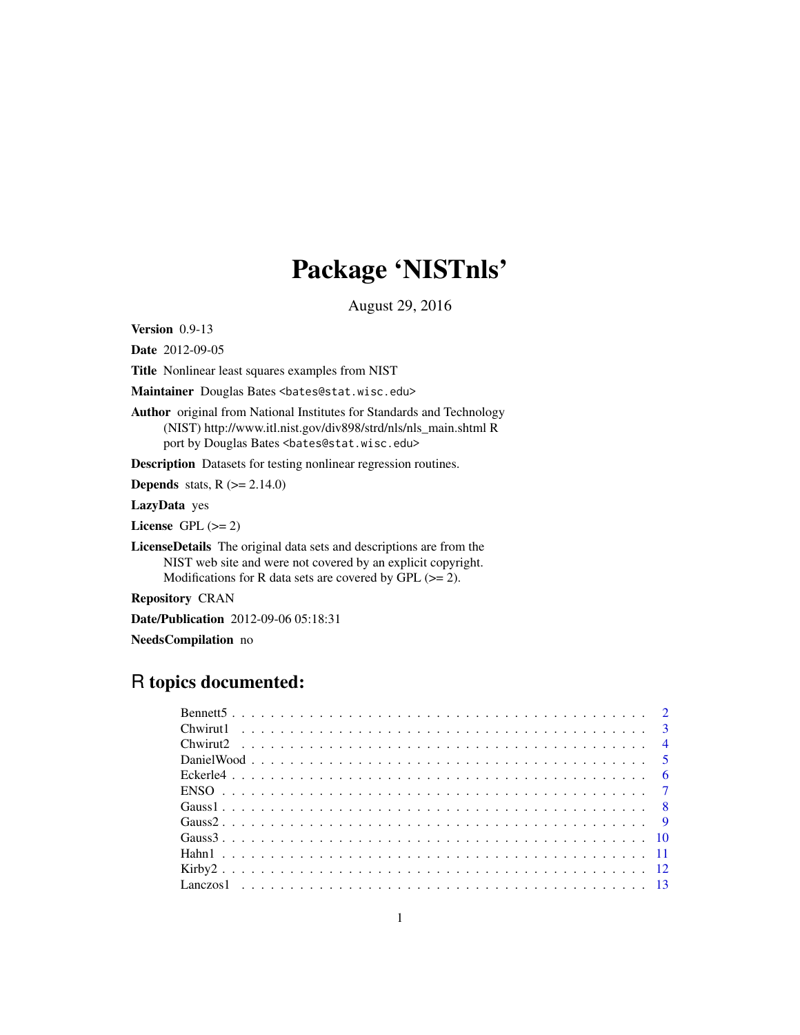# Package 'NISTnls'

August 29, 2016

**Version** 0.9-13

**Date** 2012-09-05

**Title** Nonlinear least squares examples from NIST

**Maintainer** Douglas Bates <bates@stat.wisc.edu>

**Author** original from National Institutes for Standards and Technology (NIST) http://www.itl.nist.gov/div898/strd/nls/nls_main.shtml R port by Douglas Bates <bates@stat.wisc.edu>

**Description** Datasets for testing nonlinear regression routines.

**Depends** stats, R (>= 2.14.0)

**LazyData** yes

**License** GPL (>= 2)

**LicenseDetails** The original data sets and descriptions are from the NIST web site and were not covered by an explicit copyright. Modifications for R data sets are covered by GPL (>= 2).

**Repository** CRAN

**Date/Publication** 2012-09-06 05:18:31

**NeedsCompilation** no

## R topics documented:

| | |
|---|---|
| Bennett5 | 2 |
| Chwirut1 | 3 |
| Chwirut2 | 4 |
| DanielWood | 5 |
| Eckerle4 | 6 |
| ENSO | 7 |
| Gauss1 | 8 |
| Gauss2 | 9 |
| Gauss3 | 10 |
| Hahn1 | 11 |
| Kirby2 | 12 |
| Lanczos1 | 13 |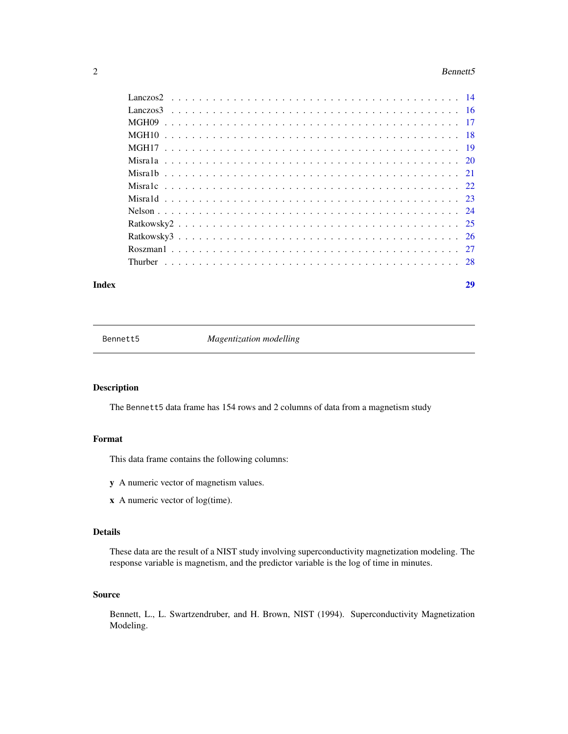| | |
|---|---|
| Lanczos2 | 14 |
| Lanczos3 | 16 |
| MGH09 | 17 |
| MGH10 | 18 |
| MGH17 | 19 |
| Misra1a | 20 |
| Misra1b | 21 |
| Misra1c | 22 |
| Misra1d | 23 |
| Nelson | 24 |
| Ratkowsky2 | 25 |
| Ratkowsky3 | 26 |
| Roszman1 | 27 |
| Thurber | 28 |

**Index** 29

---

`Bennett5` *Magentization modelling*

---

## Description

The `Bennett5` data frame has 154 rows and 2 columns of data from a magnetism study

## Format

This data frame contains the following columns:

**y** A numeric vector of magnetism values.

**x** A numeric vector of log(time).

## Details

These data are the result of a NIST study involving superconductivity magnetization modeling. The response variable is magnetism, and the predictor variable is the log of time in minutes.

## Source

Bennett, L., L. Swartzendruber, and H. Brown, NIST (1994). Superconductivity Magnetization Modeling.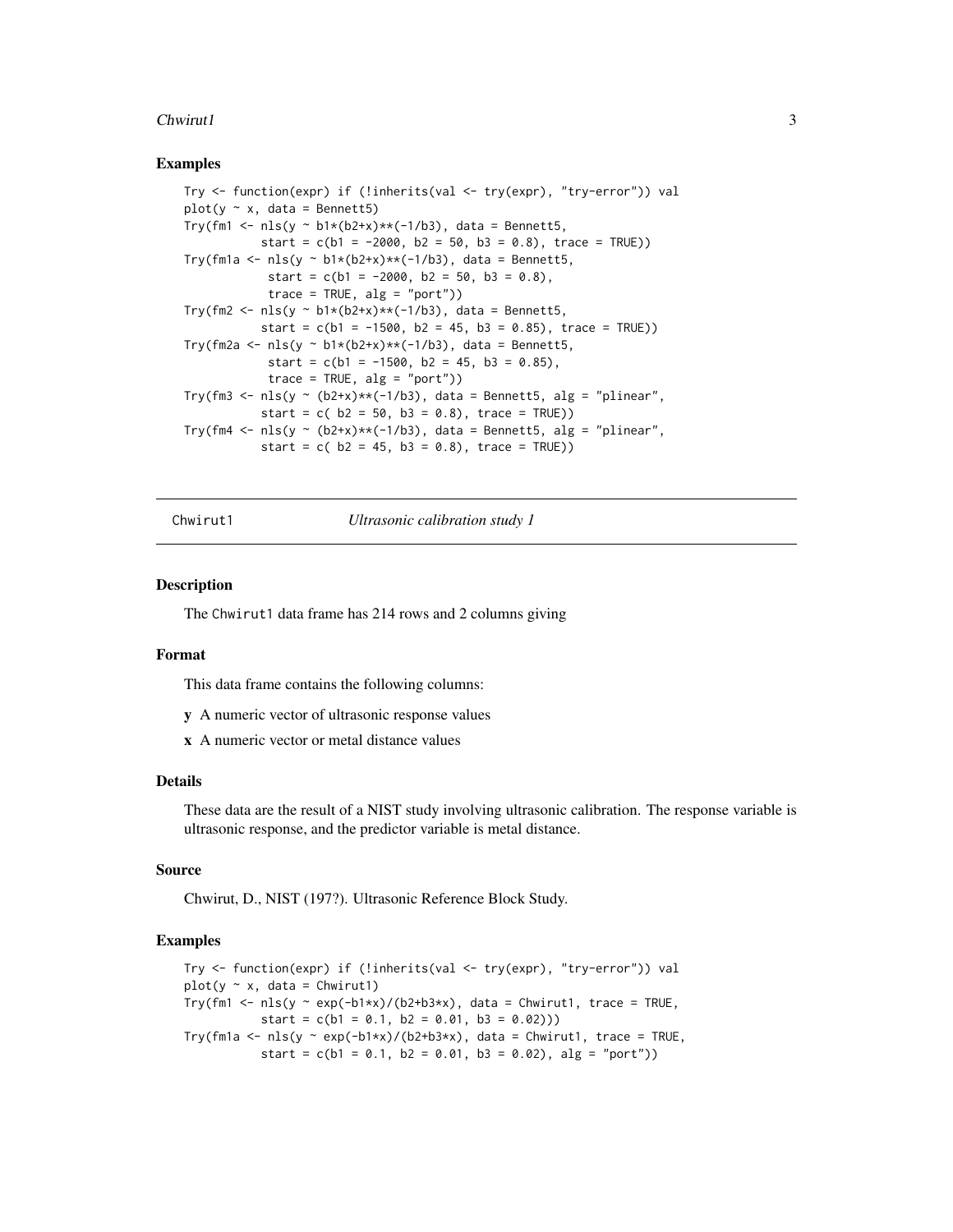### Examples

```
Try <- function(expr) if (!inherits(val <- try(expr), "try-error")) val
plot(y ~ x, data = Bennett5)
Try(fm1 <- nls(y ~ b1*(b2+x)**(-1/b3), data = Bennett5,
           start = c(b1 = -2000, b2 = 50, b3 = 0.8), trace = TRUE))
Try(fm1a <- nls(y ~ b1*(b2+x)**(-1/b3), data = Bennett5,
            start = c(b1 = -2000, b2 = 50, b3 = 0.8),
            trace = TRUE, alg = "port"))
Try(fm2 <- nls(y ~ b1*(b2+x)**(-1/b3), data = Bennett5,
           start = c(b1 = -1500, b2 = 45, b3 = 0.85), trace = TRUE))
Try(fm2a <- nls(y ~ b1*(b2+x)**(-1/b3), data = Bennett5,
            start = c(b1 = -1500, b2 = 45, b3 = 0.85),
            trace = TRUE, alg = "port"))
Try(fm3 <- nls(y ~ (b2+x)**(-1/b3), data = Bennett5, alg = "plinear",
           start = c( b2 = 50, b3 = 0.8), trace = TRUE))
Try(fm4 <- nls(y ~ (b2+x)**(-1/b3), data = Bennett5, alg = "plinear",
           start = c( b2 = 45, b3 = 0.8), trace = TRUE))
```

---

## Chwirut1 — *Ultrasonic calibration study 1*

### Description

The Chwirut1 data frame has 214 rows and 2 columns giving

### Format

This data frame contains the following columns:

**y** A numeric vector of ultrasonic response values

**x** A numeric vector or metal distance values

### Details

These data are the result of a NIST study involving ultrasonic calibration. The response variable is ultrasonic response, and the predictor variable is metal distance.

### Source

Chwirut, D., NIST (197?). Ultrasonic Reference Block Study.

### Examples

```
Try <- function(expr) if (!inherits(val <- try(expr), "try-error")) val
plot(y ~ x, data = Chwirut1)
Try(fm1 <- nls(y ~ exp(-b1*x)/(b2+b3*x), data = Chwirut1, trace = TRUE,
           start = c(b1 = 0.1, b2 = 0.01, b3 = 0.02)))
Try(fm1a <- nls(y ~ exp(-b1*x)/(b2+b3*x), data = Chwirut1, trace = TRUE,
           start = c(b1 = 0.1, b2 = 0.01, b3 = 0.02), alg = "port"))
```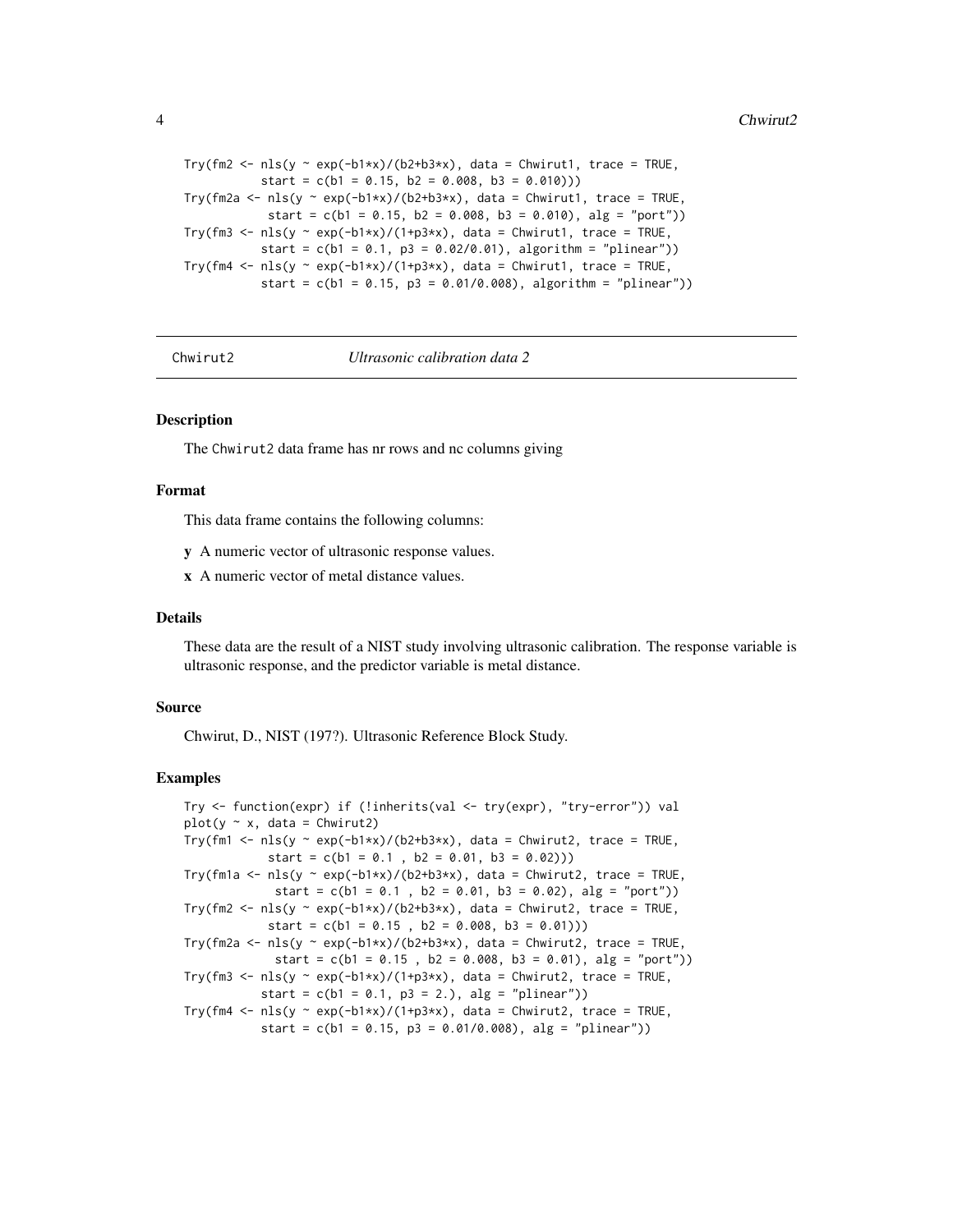```
Try(fm2 <- nls(y ~ exp(-b1*x)/(b2+b3*x), data = Chwirut1, trace = TRUE,
           start = c(b1 = 0.15, b2 = 0.008, b3 = 0.010)))
Try(fm2a <- nls(y ~ exp(-b1*x)/(b2+b3*x), data = Chwirut1, trace = TRUE,
            start = c(b1 = 0.15, b2 = 0.008, b3 = 0.010), alg = "port"))
Try(fm3 <- nls(y ~ exp(-b1*x)/(1+p3*x), data = Chwirut1, trace = TRUE,
           start = c(b1 = 0.1, p3 = 0.02/0.01), algorithm = "plinear"))
Try(fm4 <- nls(y ~ exp(-b1*x)/(1+p3*x), data = Chwirut1, trace = TRUE,
           start = c(b1 = 0.15, p3 = 0.01/0.008), algorithm = "plinear"))
```

---

Chwirut2 *Ultrasonic calibration data 2*

---

## Description

The Chwirut2 data frame has nr rows and nc columns giving

## Format

This data frame contains the following columns:

**y** A numeric vector of ultrasonic response values.

**x** A numeric vector of metal distance values.

## Details

These data are the result of a NIST study involving ultrasonic calibration. The response variable is ultrasonic response, and the predictor variable is metal distance.

## Source

Chwirut, D., NIST (197?). Ultrasonic Reference Block Study.

## Examples

```
Try <- function(expr) if (!inherits(val <- try(expr), "try-error")) val
plot(y ~ x, data = Chwirut2)
Try(fm1 <- nls(y ~ exp(-b1*x)/(b2+b3*x), data = Chwirut2, trace = TRUE,
            start = c(b1 = 0.1 , b2 = 0.01, b3 = 0.02)))
Try(fm1a <- nls(y ~ exp(-b1*x)/(b2+b3*x), data = Chwirut2, trace = TRUE,
             start = c(b1 = 0.1 , b2 = 0.01, b3 = 0.02), alg = "port"))
Try(fm2 <- nls(y ~ exp(-b1*x)/(b2+b3*x), data = Chwirut2, trace = TRUE,
            start = c(b1 = 0.15 , b2 = 0.008, b3 = 0.01)))
Try(fm2a <- nls(y ~ exp(-b1*x)/(b2+b3*x), data = Chwirut2, trace = TRUE,
             start = c(b1 = 0.15 , b2 = 0.008, b3 = 0.01), alg = "port"))
Try(fm3 <- nls(y ~ exp(-b1*x)/(1+p3*x), data = Chwirut2, trace = TRUE,
           start = c(b1 = 0.1, p3 = 2.), alg = "plinear"))
Try(fm4 <- nls(y ~ exp(-b1*x)/(1+p3*x), data = Chwirut2, trace = TRUE,
           start = c(b1 = 0.15, p3 = 0.01/0.008), alg = "plinear"))
```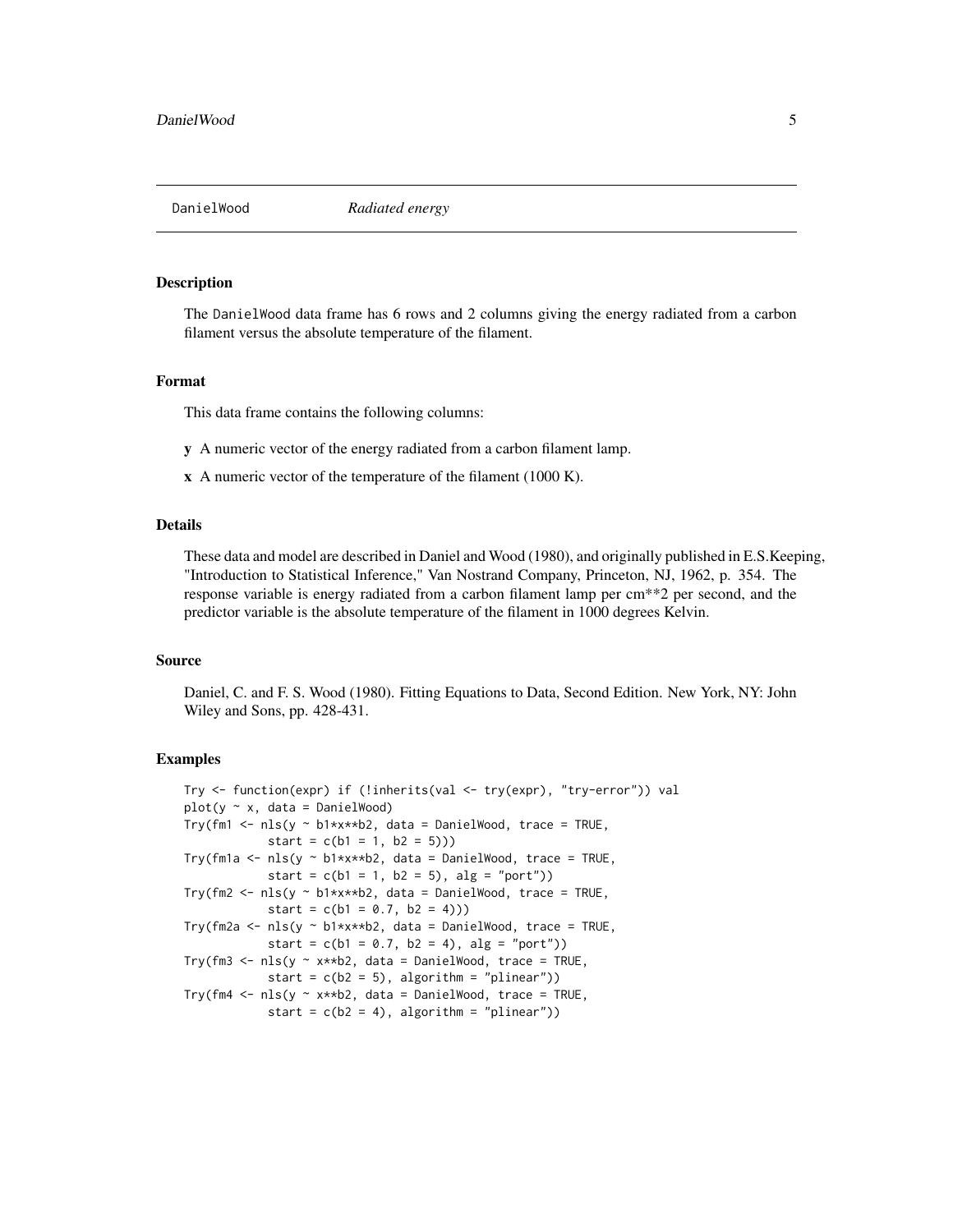DanielWood *Radiated energy*

## Description

The DanielWood data frame has 6 rows and 2 columns giving the energy radiated from a carbon filament versus the absolute temperature of the filament.

## Format

This data frame contains the following columns:

- **y** A numeric vector of the energy radiated from a carbon filament lamp.
- **x** A numeric vector of the temperature of the filament (1000 K).

## Details

These data and model are described in Daniel and Wood (1980), and originally published in E.S.Keeping, "Introduction to Statistical Inference," Van Nostrand Company, Princeton, NJ, 1962, p. 354. The response variable is energy radiated from a carbon filament lamp per cm**2 per second, and the predictor variable is the absolute temperature of the filament in 1000 degrees Kelvin.

## Source

Daniel, C. and F. S. Wood (1980). Fitting Equations to Data, Second Edition. New York, NY: John Wiley and Sons, pp. 428-431.

## Examples

```
Try <- function(expr) if (!inherits(val <- try(expr), "try-error")) val
plot(y ~ x, data = DanielWood)
Try(fm1 <- nls(y ~ b1*x**b2, data = DanielWood, trace = TRUE,
           start = c(b1 = 1, b2 = 5)))
Try(fm1a <- nls(y ~ b1*x**b2, data = DanielWood, trace = TRUE,
           start = c(b1 = 1, b2 = 5), alg = "port"))
Try(fm2 <- nls(y ~ b1*x**b2, data = DanielWood, trace = TRUE,
           start = c(b1 = 0.7, b2 = 4)))
Try(fm2a <- nls(y ~ b1*x**b2, data = DanielWood, trace = TRUE,
           start = c(b1 = 0.7, b2 = 4), alg = "port"))
Try(fm3 <- nls(y ~ x**b2, data = DanielWood, trace = TRUE,
           start = c(b2 = 5), algorithm = "plinear"))
Try(fm4 <- nls(y ~ x**b2, data = DanielWood, trace = TRUE,
           start = c(b2 = 4), algorithm = "plinear"))
```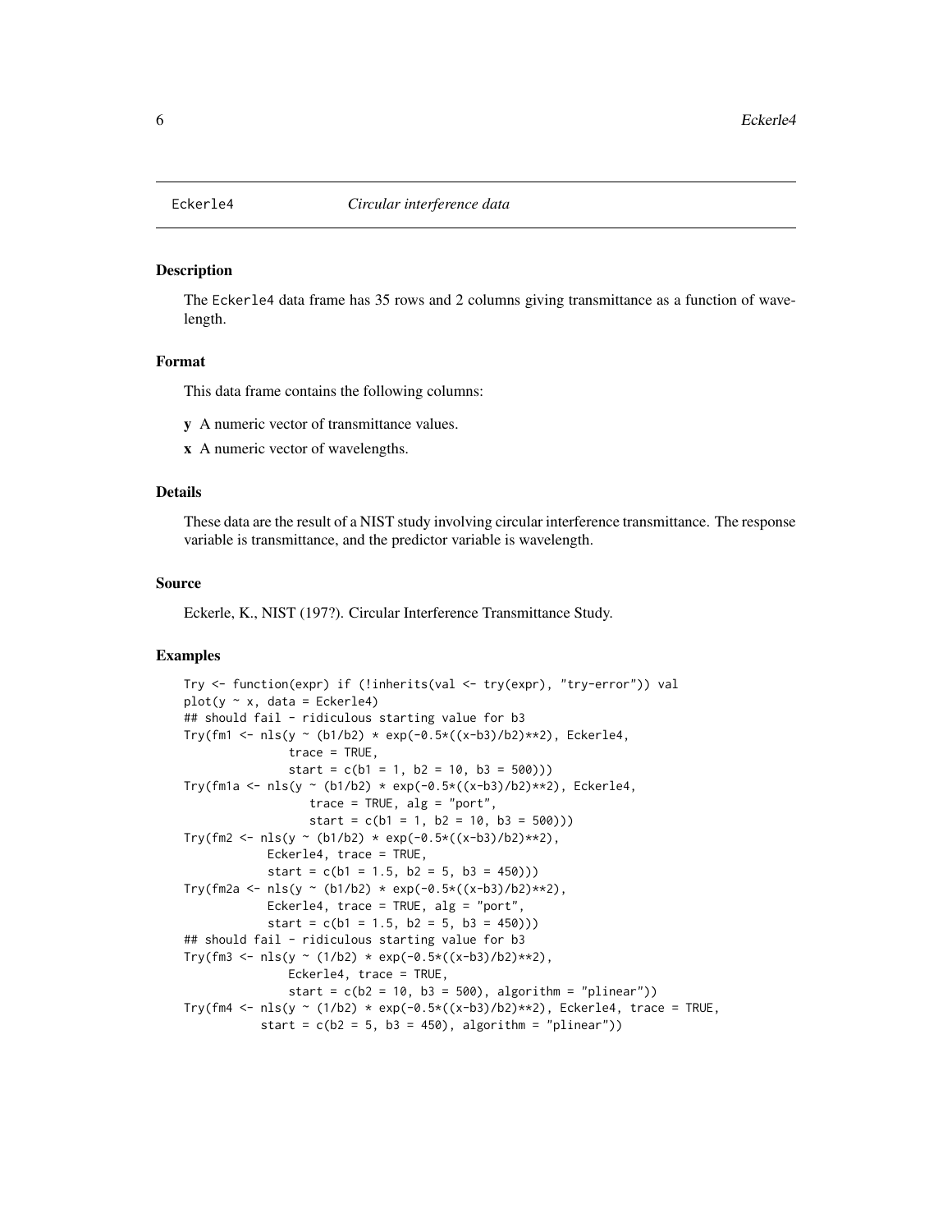# Eckerle4 *Circular interference data*

## Description

The Eckerle4 data frame has 35 rows and 2 columns giving transmittance as a function of wavelength.

## Format

This data frame contains the following columns:

**y** A numeric vector of transmittance values.

**x** A numeric vector of wavelengths.

## Details

These data are the result of a NIST study involving circular interference transmittance. The response variable is transmittance, and the predictor variable is wavelength.

## Source

Eckerle, K., NIST (197?). Circular Interference Transmittance Study.

## Examples

```
Try <- function(expr) if (!inherits(val <- try(expr), "try-error")) val
plot(y ~ x, data = Eckerle4)
## should fail - ridiculous starting value for b3
Try(fm1 <- nls(y ~ (b1/b2) * exp(-0.5*((x-b3)/b2)**2), Eckerle4,
               trace = TRUE,
               start = c(b1 = 1, b2 = 10, b3 = 500)))
Try(fm1a <- nls(y ~ (b1/b2) * exp(-0.5*((x-b3)/b2)**2), Eckerle4,
                  trace = TRUE, alg = "port",
                  start = c(b1 = 1, b2 = 10, b3 = 500)))
Try(fm2 <- nls(y ~ (b1/b2) * exp(-0.5*((x-b3)/b2)**2),
            Eckerle4, trace = TRUE,
            start = c(b1 = 1.5, b2 = 5, b3 = 450)))
Try(fm2a <- nls(y ~ (b1/b2) * exp(-0.5*((x-b3)/b2)**2),
            Eckerle4, trace = TRUE, alg = "port",
            start = c(b1 = 1.5, b2 = 5, b3 = 450)))
## should fail - ridiculous starting value for b3
Try(fm3 <- nls(y ~ (1/b2) * exp(-0.5*((x-b3)/b2)**2),
               Eckerle4, trace = TRUE,
               start = c(b2 = 10, b3 = 500), algorithm = "plinear"))
Try(fm4 <- nls(y ~ (1/b2) * exp(-0.5*((x-b3)/b2)**2), Eckerle4, trace = TRUE,
           start = c(b2 = 5, b3 = 450), algorithm = "plinear"))
```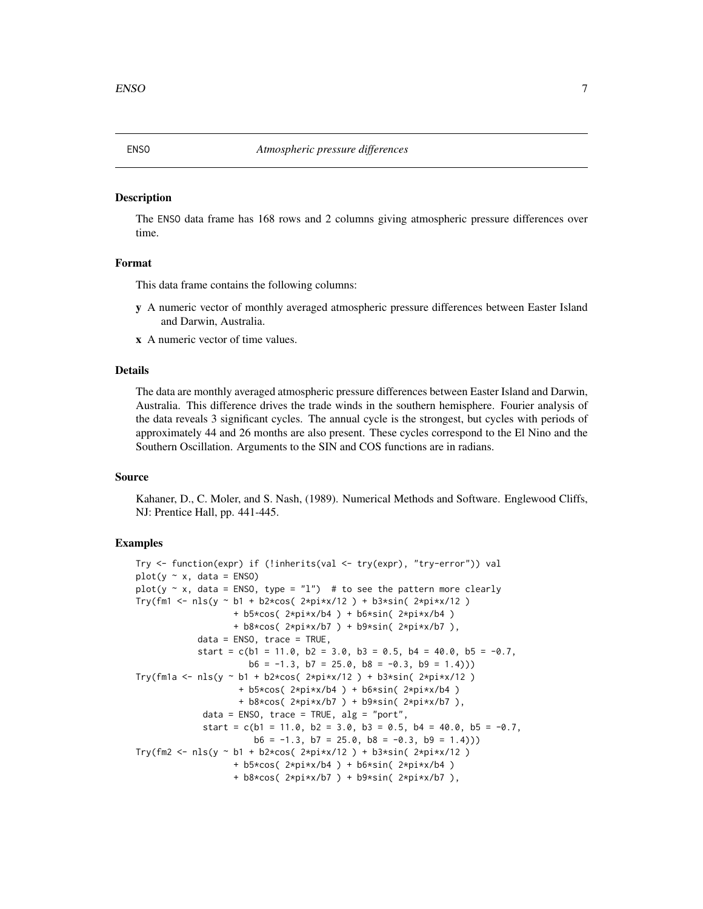## ENSO — *Atmospheric pressure differences*

### Description

The ENSO data frame has 168 rows and 2 columns giving atmospheric pressure differences over time.

### Format

This data frame contains the following columns:

- **y** A numeric vector of monthly averaged atmospheric pressure differences between Easter Island and Darwin, Australia.
- **x** A numeric vector of time values.

### Details

The data are monthly averaged atmospheric pressure differences between Easter Island and Darwin, Australia. This difference drives the trade winds in the southern hemisphere. Fourier analysis of the data reveals 3 significant cycles. The annual cycle is the strongest, but cycles with periods of approximately 44 and 26 months are also present. These cycles correspond to the El Nino and the Southern Oscillation. Arguments to the SIN and COS functions are in radians.

### Source

Kahaner, D., C. Moler, and S. Nash, (1989). Numerical Methods and Software. Englewood Cliffs, NJ: Prentice Hall, pp. 441-445.

### Examples

```
Try <- function(expr) if (!inherits(val <- try(expr), "try-error")) val
plot(y ~ x, data = ENSO)
plot(y ~ x, data = ENSO, type = "l")  # to see the pattern more clearly
Try(fm1 <- nls(y ~ b1 + b2*cos( 2*pi*x/12 ) + b3*sin( 2*pi*x/12 )
                  + b5*cos( 2*pi*x/b4 ) + b6*sin( 2*pi*x/b4 )
                  + b8*cos( 2*pi*x/b7 ) + b9*sin( 2*pi*x/b7 ),
           data = ENSO, trace = TRUE,
           start = c(b1 = 11.0, b2 = 3.0, b3 = 0.5, b4 = 40.0, b5 = -0.7,
                     b6 = -1.3, b7 = 25.0, b8 = -0.3, b9 = 1.4)))
Try(fm1a <- nls(y ~ b1 + b2*cos( 2*pi*x/12 ) + b3*sin( 2*pi*x/12 )
                   + b5*cos( 2*pi*x/b4 ) + b6*sin( 2*pi*x/b4 )
                   + b8*cos( 2*pi*x/b7 ) + b9*sin( 2*pi*x/b7 ),
            data = ENSO, trace = TRUE, alg = "port",
            start = c(b1 = 11.0, b2 = 3.0, b3 = 0.5, b4 = 40.0, b5 = -0.7,
                      b6 = -1.3, b7 = 25.0, b8 = -0.3, b9 = 1.4)))
Try(fm2 <- nls(y ~ b1 + b2*cos( 2*pi*x/12 ) + b3*sin( 2*pi*x/12 )
                  + b5*cos( 2*pi*x/b4 ) + b6*sin( 2*pi*x/b4 )
                  + b8*cos( 2*pi*x/b7 ) + b9*sin( 2*pi*x/b7 ),
```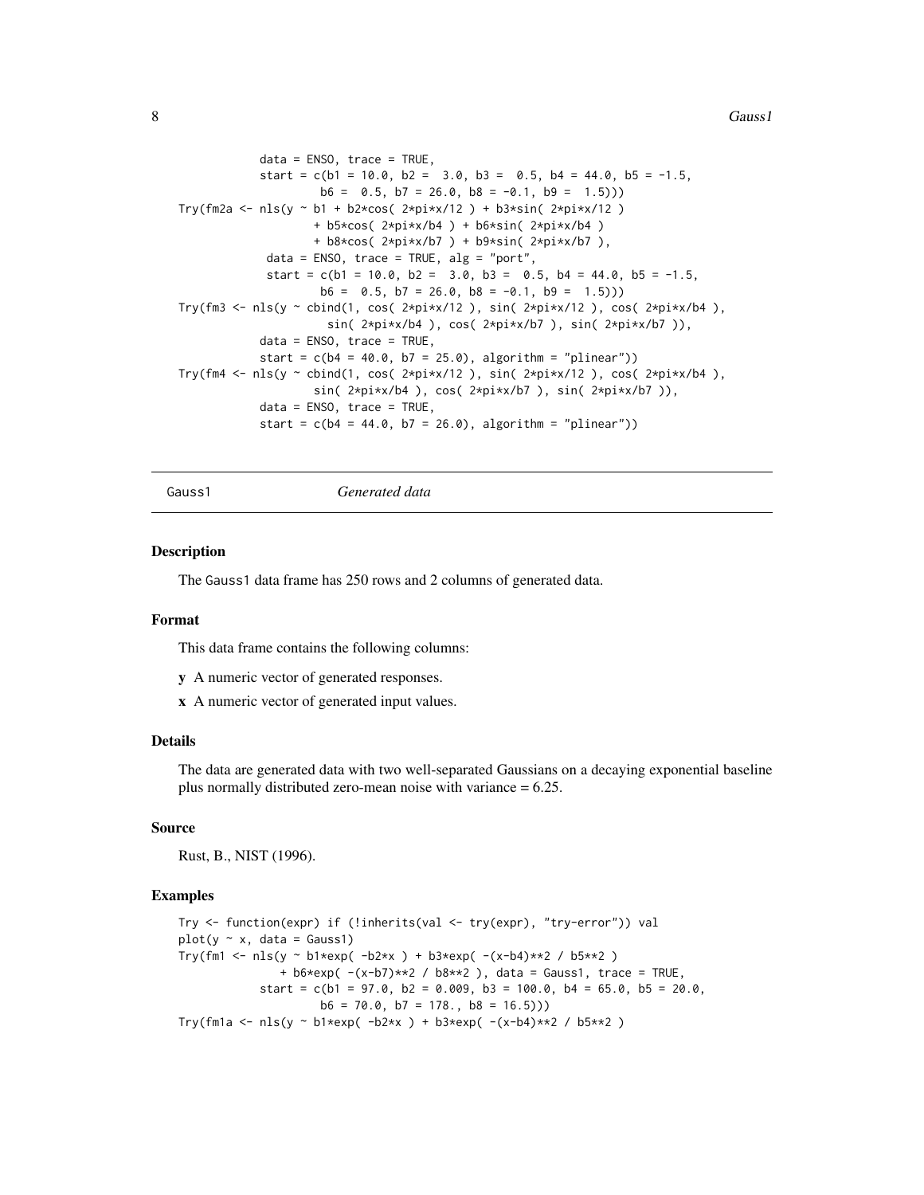```
            data = ENSO, trace = TRUE,
            start = c(b1 = 10.0, b2 =  3.0, b3 =  0.5, b4 = 44.0, b5 = -1.5,
                      b6 =  0.5, b7 = 26.0, b8 = -0.1, b9 =  1.5)))
Try(fm2a <- nls(y ~ b1 + b2*cos( 2*pi*x/12 ) + b3*sin( 2*pi*x/12 )
                    + b5*cos( 2*pi*x/b4 ) + b6*sin( 2*pi*x/b4 )
                    + b8*cos( 2*pi*x/b7 ) + b9*sin( 2*pi*x/b7 ),
             data = ENSO, trace = TRUE, alg = "port",
             start = c(b1 = 10.0, b2 =  3.0, b3 =  0.5, b4 = 44.0, b5 = -1.5,
                      b6 =  0.5, b7 = 26.0, b8 = -0.1, b9 =  1.5)))
Try(fm3 <- nls(y ~ cbind(1, cos( 2*pi*x/12 ), sin( 2*pi*x/12 ), cos( 2*pi*x/b4 ),
                      sin( 2*pi*x/b4 ), cos( 2*pi*x/b7 ), sin( 2*pi*x/b7 )),
            data = ENSO, trace = TRUE,
            start = c(b4 = 40.0, b7 = 25.0), algorithm = "plinear"))
Try(fm4 <- nls(y ~ cbind(1, cos( 2*pi*x/12 ), sin( 2*pi*x/12 ), cos( 2*pi*x/b4 ),
                    sin( 2*pi*x/b4 ), cos( 2*pi*x/b7 ), sin( 2*pi*x/b7 )),
            data = ENSO, trace = TRUE,
            start = c(b4 = 44.0, b7 = 26.0), algorithm = "plinear"))
```

## Gauss1 *Generated data*

### Description

The Gauss1 data frame has 250 rows and 2 columns of generated data.

### Format

This data frame contains the following columns:

**y** A numeric vector of generated responses.

**x** A numeric vector of generated input values.

### Details

The data are generated data with two well-separated Gaussians on a decaying exponential baseline plus normally distributed zero-mean noise with variance = 6.25.

### Source

Rust, B., NIST (1996).

### Examples

```
Try <- function(expr) if (!inherits(val <- try(expr), "try-error")) val
plot(y ~ x, data = Gauss1)
Try(fm1 <- nls(y ~ b1*exp( -b2*x ) + b3*exp( -(x-b4)**2 / b5**2 )
               + b6*exp( -(x-b7)**2 / b8**2 ), data = Gauss1, trace = TRUE,
            start = c(b1 = 97.0, b2 = 0.009, b3 = 100.0, b4 = 65.0, b5 = 20.0,
                      b6 = 70.0, b7 = 178., b8 = 16.5)))
Try(fm1a <- nls(y ~ b1*exp( -b2*x ) + b3*exp( -(x-b4)**2 / b5**2 )
```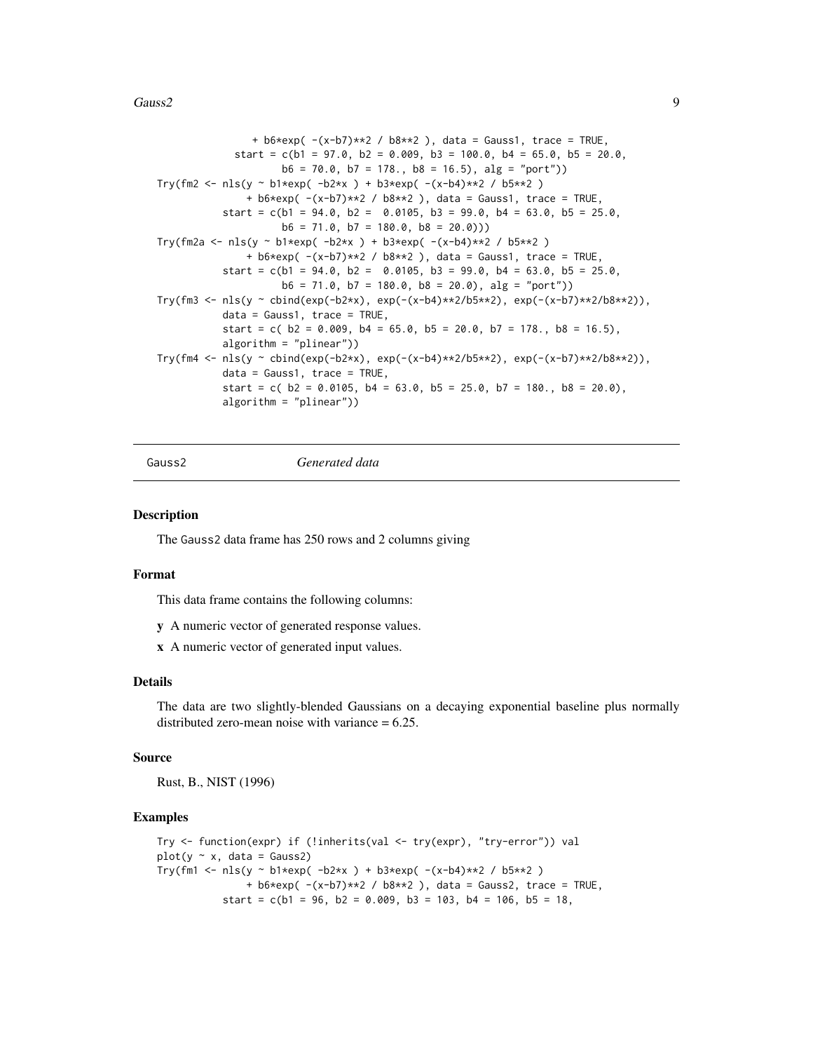```
               + b6*exp( -(x-b7)**2 / b8**2 ), data = Gauss1, trace = TRUE,
             start = c(b1 = 97.0, b2 = 0.009, b3 = 100.0, b4 = 65.0, b5 = 20.0,
                       b6 = 70.0, b7 = 178., b8 = 16.5), alg = "port"))
Try(fm2 <- nls(y ~ b1*exp( -b2*x ) + b3*exp( -(x-b4)**2 / b5**2 )
               + b6*exp( -(x-b7)**2 / b8**2 ), data = Gauss1, trace = TRUE,
           start = c(b1 = 94.0, b2 =  0.0105, b3 = 99.0, b4 = 63.0, b5 = 25.0,
                     b6 = 71.0, b7 = 180.0, b8 = 20.0)))
Try(fm2a <- nls(y ~ b1*exp( -b2*x ) + b3*exp( -(x-b4)**2 / b5**2 )
               + b6*exp( -(x-b7)**2 / b8**2 ), data = Gauss1, trace = TRUE,
           start = c(b1 = 94.0, b2 =  0.0105, b3 = 99.0, b4 = 63.0, b5 = 25.0,
                     b6 = 71.0, b7 = 180.0, b8 = 20.0), alg = "port"))
Try(fm3 <- nls(y ~ cbind(exp(-b2*x), exp(-(x-b4)**2/b5**2), exp(-(x-b7)**2/b8**2)),
           data = Gauss1, trace = TRUE,
           start = c( b2 = 0.009, b4 = 65.0, b5 = 20.0, b7 = 178., b8 = 16.5),
           algorithm = "plinear"))
Try(fm4 <- nls(y ~ cbind(exp(-b2*x), exp(-(x-b4)**2/b5**2), exp(-(x-b7)**2/b8**2)),
           data = Gauss1, trace = TRUE,
           start = c( b2 = 0.0105, b4 = 63.0, b5 = 25.0, b7 = 180., b8 = 20.0),
           algorithm = "plinear"))
```

## Gauss2 *Generated data*

### Description

The Gauss2 data frame has 250 rows and 2 columns giving

### Format

This data frame contains the following columns:

**y** A numeric vector of generated response values.

**x** A numeric vector of generated input values.

### Details

The data are two slightly-blended Gaussians on a decaying exponential baseline plus normally distributed zero-mean noise with variance = 6.25.

### Source

Rust, B., NIST (1996)

### Examples

```
Try <- function(expr) if (!inherits(val <- try(expr), "try-error")) val
plot(y ~ x, data = Gauss2)
Try(fm1 <- nls(y ~ b1*exp( -b2*x ) + b3*exp( -(x-b4)**2 / b5**2 )
               + b6*exp( -(x-b7)**2 / b8**2 ), data = Gauss2, trace = TRUE,
           start = c(b1 = 96, b2 = 0.009, b3 = 103, b4 = 106, b5 = 18,
```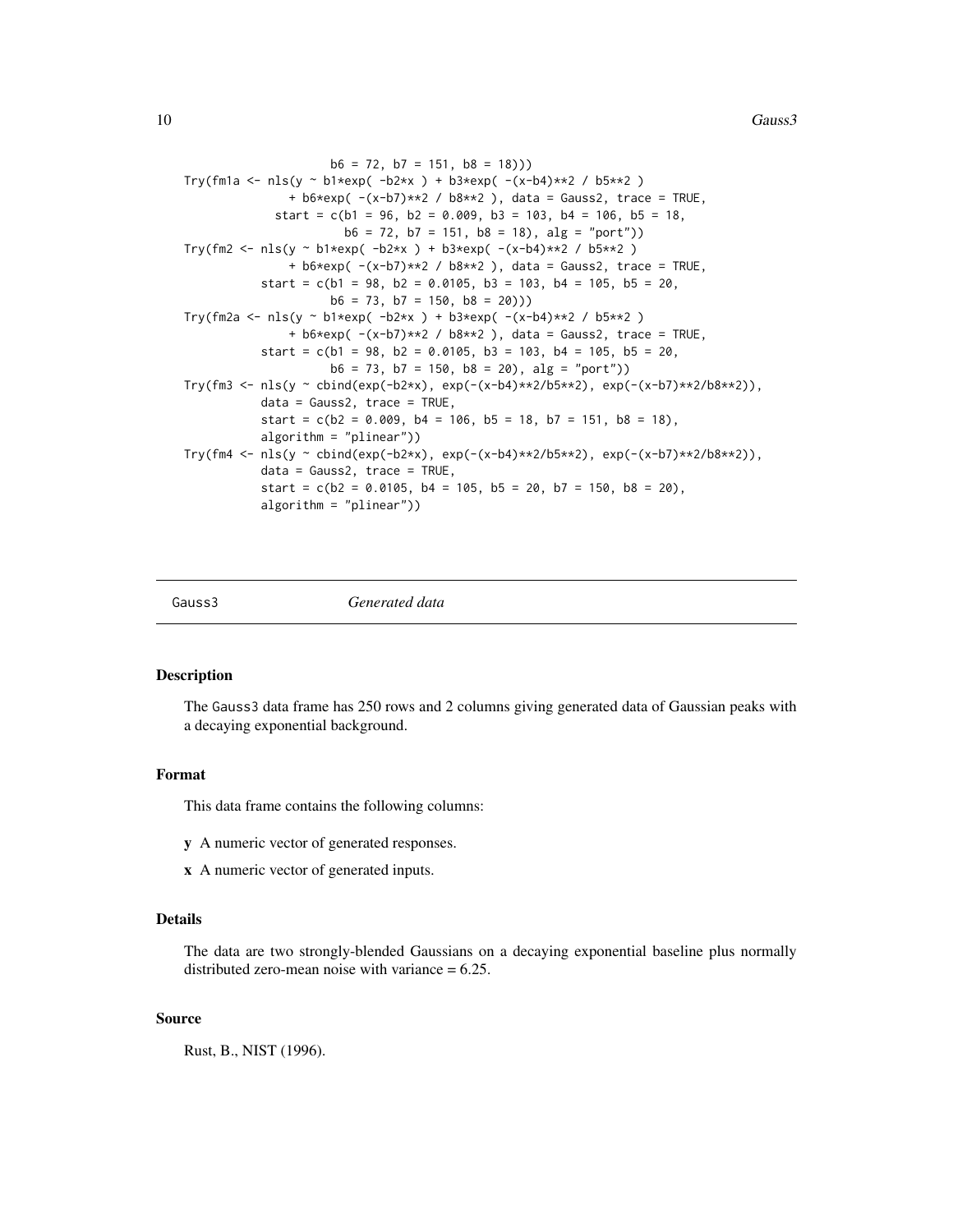```
                    b6 = 72, b7 = 151, b8 = 18)))
Try(fm1a <- nls(y ~ b1*exp( -b2*x ) + b3*exp( -(x-b4)**2 / b5**2 )
               + b6*exp( -(x-b7)**2 / b8**2 ), data = Gauss2, trace = TRUE,
             start = c(b1 = 96, b2 = 0.009, b3 = 103, b4 = 106, b5 = 18,
                      b6 = 72, b7 = 151, b8 = 18), alg = "port"))
Try(fm2 <- nls(y ~ b1*exp( -b2*x ) + b3*exp( -(x-b4)**2 / b5**2 )
               + b6*exp( -(x-b7)**2 / b8**2 ), data = Gauss2, trace = TRUE,
           start = c(b1 = 98, b2 = 0.0105, b3 = 103, b4 = 105, b5 = 20,
                    b6 = 73, b7 = 150, b8 = 20)))
Try(fm2a <- nls(y ~ b1*exp( -b2*x ) + b3*exp( -(x-b4)**2 / b5**2 )
               + b6*exp( -(x-b7)**2 / b8**2 ), data = Gauss2, trace = TRUE,
           start = c(b1 = 98, b2 = 0.0105, b3 = 103, b4 = 105, b5 = 20,
                    b6 = 73, b7 = 150, b8 = 20), alg = "port"))
Try(fm3 <- nls(y ~ cbind(exp(-b2*x), exp(-(x-b4)**2/b5**2), exp(-(x-b7)**2/b8**2)),
           data = Gauss2, trace = TRUE,
           start = c(b2 = 0.009, b4 = 106, b5 = 18, b7 = 151, b8 = 18),
           algorithm = "plinear"))
Try(fm4 <- nls(y ~ cbind(exp(-b2*x), exp(-(x-b4)**2/b5**2), exp(-(x-b7)**2/b8**2)),
           data = Gauss2, trace = TRUE,
           start = c(b2 = 0.0105, b4 = 105, b5 = 20, b7 = 150, b8 = 20),
           algorithm = "plinear"))
```

## Gauss3 *Generated data*

### Description

The Gauss3 data frame has 250 rows and 2 columns giving generated data of Gaussian peaks with a decaying exponential background.

### Format

This data frame contains the following columns:

**y** A numeric vector of generated responses.

**x** A numeric vector of generated inputs.

### Details

The data are two strongly-blended Gaussians on a decaying exponential baseline plus normally distributed zero-mean noise with variance = 6.25.

### Source

Rust, B., NIST (1996).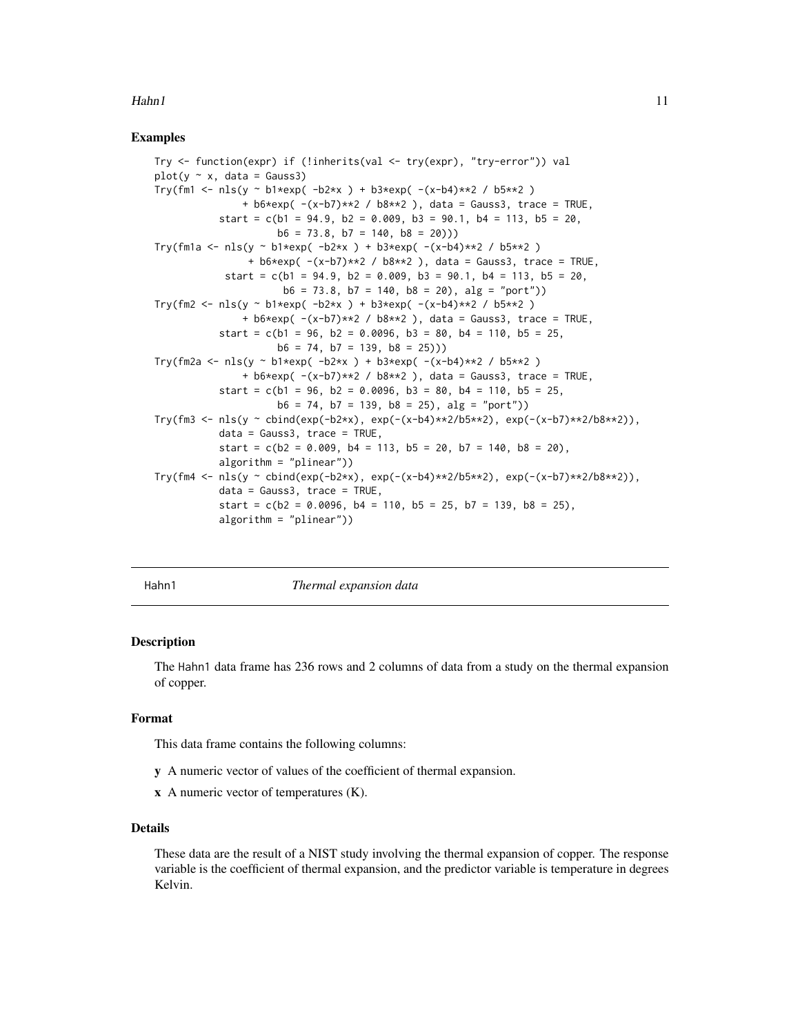### Examples

```
Try <- function(expr) if (!inherits(val <- try(expr), "try-error")) val
plot(y ~ x, data = Gauss3)
Try(fm1 <- nls(y ~ b1*exp( -b2*x ) + b3*exp( -(x-b4)**2 / b5**2 )
               + b6*exp( -(x-b7)**2 / b8**2 ), data = Gauss3, trace = TRUE,
           start = c(b1 = 94.9, b2 = 0.009, b3 = 90.1, b4 = 113, b5 = 20,
                     b6 = 73.8, b7 = 140, b8 = 20)))
Try(fm1a <- nls(y ~ b1*exp( -b2*x ) + b3*exp( -(x-b4)**2 / b5**2 )
                + b6*exp( -(x-b7)**2 / b8**2 ), data = Gauss3, trace = TRUE,
            start = c(b1 = 94.9, b2 = 0.009, b3 = 90.1, b4 = 113, b5 = 20,
                      b6 = 73.8, b7 = 140, b8 = 20), alg = "port"))
Try(fm2 <- nls(y ~ b1*exp( -b2*x ) + b3*exp( -(x-b4)**2 / b5**2 )
               + b6*exp( -(x-b7)**2 / b8**2 ), data = Gauss3, trace = TRUE,
           start = c(b1 = 96, b2 = 0.0096, b3 = 80, b4 = 110, b5 = 25,
                     b6 = 74, b7 = 139, b8 = 25)))
Try(fm2a <- nls(y ~ b1*exp( -b2*x ) + b3*exp( -(x-b4)**2 / b5**2 )
               + b6*exp( -(x-b7)**2 / b8**2 ), data = Gauss3, trace = TRUE,
           start = c(b1 = 96, b2 = 0.0096, b3 = 80, b4 = 110, b5 = 25,
                     b6 = 74, b7 = 139, b8 = 25), alg = "port"))
Try(fm3 <- nls(y ~ cbind(exp(-b2*x), exp(-(x-b4)**2/b5**2), exp(-(x-b7)**2/b8**2)),
           data = Gauss3, trace = TRUE,
           start = c(b2 = 0.009, b4 = 113, b5 = 20, b7 = 140, b8 = 20),
           algorithm = "plinear"))
Try(fm4 <- nls(y ~ cbind(exp(-b2*x), exp(-(x-b4)**2/b5**2), exp(-(x-b7)**2/b8**2)),
           data = Gauss3, trace = TRUE,
           start = c(b2 = 0.0096, b4 = 110, b5 = 25, b7 = 139, b8 = 25),
           algorithm = "plinear"))
```

## Hahn1 — *Thermal expansion data*

### Description

The Hahn1 data frame has 236 rows and 2 columns of data from a study on the thermal expansion of copper.

### Format

This data frame contains the following columns:

**y** A numeric vector of values of the coefficient of thermal expansion.

**x** A numeric vector of temperatures (K).

### Details

These data are the result of a NIST study involving the thermal expansion of copper. The response variable is the coefficient of thermal expansion, and the predictor variable is temperature in degrees Kelvin.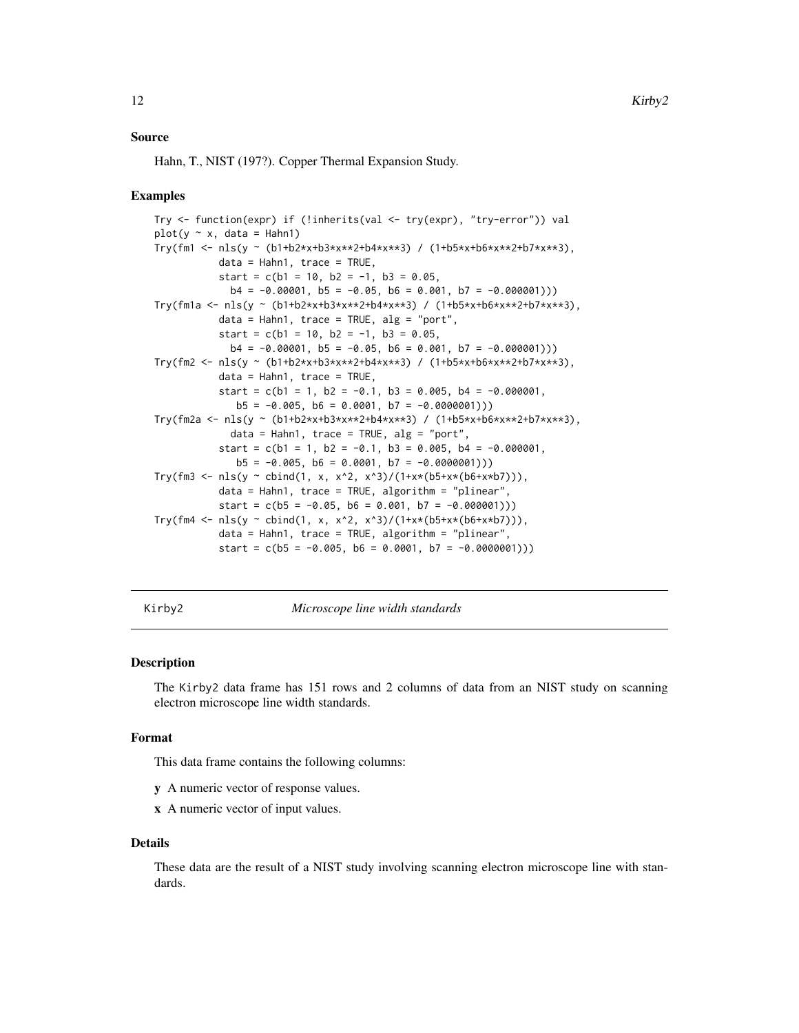### Source

Hahn, T., NIST (197?). Copper Thermal Expansion Study.

### Examples

```
Try <- function(expr) if (!inherits(val <- try(expr), "try-error")) val
plot(y ~ x, data = Hahn1)
Try(fm1 <- nls(y ~ (b1+b2*x+b3*x**2+b4*x**3) / (1+b5*x+b6*x**2+b7*x**3),
           data = Hahn1, trace = TRUE,
           start = c(b1 = 10, b2 = -1, b3 = 0.05,
             b4 = -0.00001, b5 = -0.05, b6 = 0.001, b7 = -0.000001)))
Try(fm1a <- nls(y ~ (b1+b2*x+b3*x**2+b4*x**3) / (1+b5*x+b6*x**2+b7*x**3),
           data = Hahn1, trace = TRUE, alg = "port",
           start = c(b1 = 10, b2 = -1, b3 = 0.05,
             b4 = -0.00001, b5 = -0.05, b6 = 0.001, b7 = -0.000001)))
Try(fm2 <- nls(y ~ (b1+b2*x+b3*x**2+b4*x**3) / (1+b5*x+b6*x**2+b7*x**3),
           data = Hahn1, trace = TRUE,
           start = c(b1 = 1, b2 = -0.1, b3 = 0.005, b4 = -0.000001,
              b5 = -0.005, b6 = 0.0001, b7 = -0.0000001)))
Try(fm2a <- nls(y ~ (b1+b2*x+b3*x**2+b4*x**3) / (1+b5*x+b6*x**2+b7*x**3),
             data = Hahn1, trace = TRUE, alg = "port",
           start = c(b1 = 1, b2 = -0.1, b3 = 0.005, b4 = -0.000001,
              b5 = -0.005, b6 = 0.0001, b7 = -0.0000001)))
Try(fm3 <- nls(y ~ cbind(1, x, x^2, x^3)/(1+x*(b5+x*(b6+x*b7))),
           data = Hahn1, trace = TRUE, algorithm = "plinear",
           start = c(b5 = -0.05, b6 = 0.001, b7 = -0.000001)))
Try(fm4 <- nls(y ~ cbind(1, x, x^2, x^3)/(1+x*(b5+x*(b6+x*b7))),
           data = Hahn1, trace = TRUE, algorithm = "plinear",
           start = c(b5 = -0.005, b6 = 0.0001, b7 = -0.0000001)))
```

---

## Kirby2 *Microscope line width standards*

### Description

The Kirby2 data frame has 151 rows and 2 columns of data from an NIST study on scanning electron microscope line width standards.

### Format

This data frame contains the following columns:

**y** A numeric vector of response values.

**x** A numeric vector of input values.

### Details

These data are the result of a NIST study involving scanning electron microscope line with standards.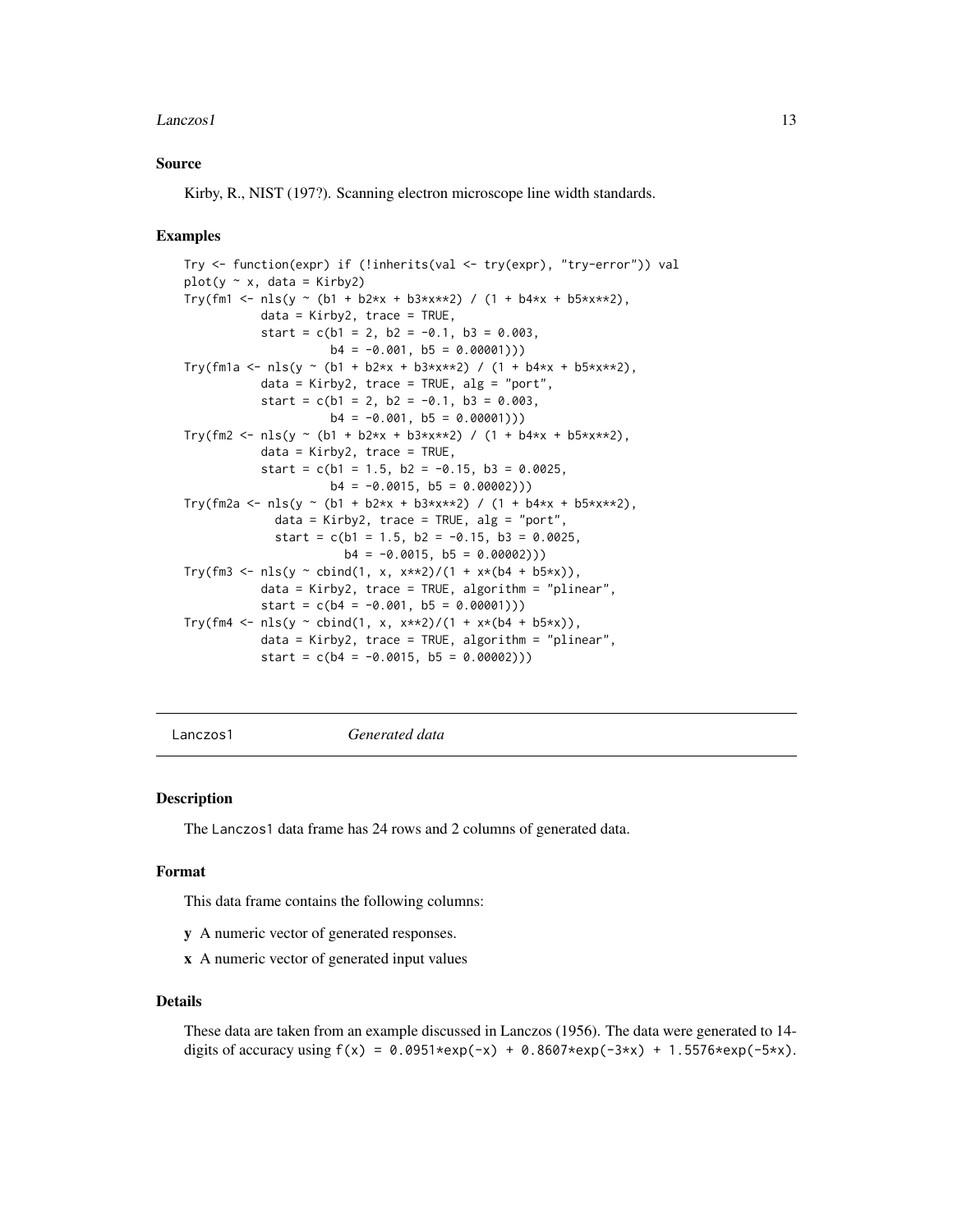### Source

Kirby, R., NIST (197?). Scanning electron microscope line width standards.

### Examples

```
Try <- function(expr) if (!inherits(val <- try(expr), "try-error")) val
plot(y ~ x, data = Kirby2)
Try(fm1 <- nls(y ~ (b1 + b2*x + b3*x**2) / (1 + b4*x + b5*x**2),
           data = Kirby2, trace = TRUE,
           start = c(b1 = 2, b2 = -0.1, b3 = 0.003,
                     b4 = -0.001, b5 = 0.00001)))
Try(fm1a <- nls(y ~ (b1 + b2*x + b3*x**2) / (1 + b4*x + b5*x**2),
           data = Kirby2, trace = TRUE, alg = "port",
           start = c(b1 = 2, b2 = -0.1, b3 = 0.003,
                     b4 = -0.001, b5 = 0.00001)))
Try(fm2 <- nls(y ~ (b1 + b2*x + b3*x**2) / (1 + b4*x + b5*x**2),
           data = Kirby2, trace = TRUE,
           start = c(b1 = 1.5, b2 = -0.15, b3 = 0.0025,
                     b4 = -0.0015, b5 = 0.00002)))
Try(fm2a <- nls(y ~ (b1 + b2*x + b3*x**2) / (1 + b4*x + b5*x**2),
             data = Kirby2, trace = TRUE, alg = "port",
             start = c(b1 = 1.5, b2 = -0.15, b3 = 0.0025,
                       b4 = -0.0015, b5 = 0.00002)))
Try(fm3 <- nls(y ~ cbind(1, x, x**2)/(1 + x*(b4 + b5*x)),
           data = Kirby2, trace = TRUE, algorithm = "plinear",
           start = c(b4 = -0.001, b5 = 0.00001)))
Try(fm4 <- nls(y ~ cbind(1, x, x**2)/(1 + x*(b4 + b5*x)),
           data = Kirby2, trace = TRUE, algorithm = "plinear",
           start = c(b4 = -0.0015, b5 = 0.00002)))
```

---

## Lanczos1 *Generated data*

### Description

The Lanczos1 data frame has 24 rows and 2 columns of generated data.

### Format

This data frame contains the following columns:

**y** A numeric vector of generated responses.

**x** A numeric vector of generated input values

### Details

These data are taken from an example discussed in Lanczos (1956). The data were generated to 14-digits of accuracy using `f(x) = 0.0951*exp(-x) + 0.8607*exp(-3*x) + 1.5576*exp(-5*x)`.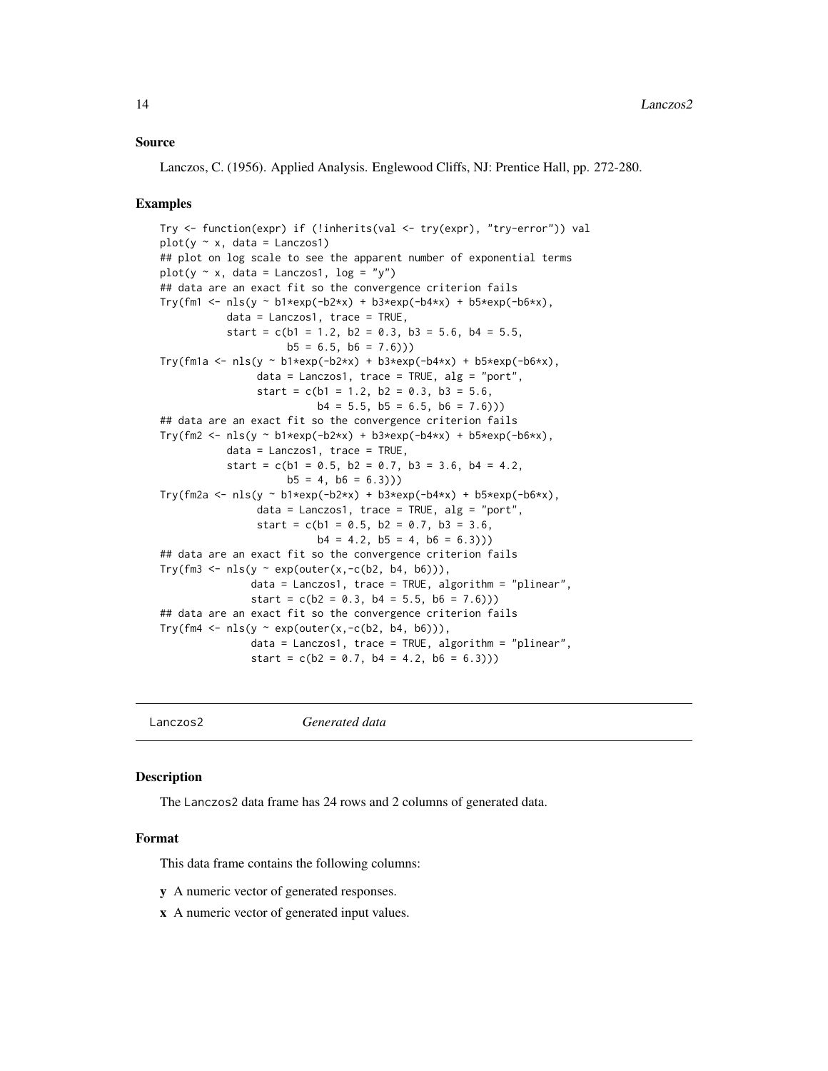### Source

Lanczos, C. (1956). Applied Analysis. Englewood Cliffs, NJ: Prentice Hall, pp. 272-280.

### Examples

```
Try <- function(expr) if (!inherits(val <- try(expr), "try-error")) val
plot(y ~ x, data = Lanczos1)
## plot on log scale to see the apparent number of exponential terms
plot(y ~ x, data = Lanczos1, log = "y")
## data are an exact fit so the convergence criterion fails
Try(fm1 <- nls(y ~ b1*exp(-b2*x) + b3*exp(-b4*x) + b5*exp(-b6*x),
           data = Lanczos1, trace = TRUE,
           start = c(b1 = 1.2, b2 = 0.3, b3 = 5.6, b4 = 5.5,
                     b5 = 6.5, b6 = 7.6)))
Try(fm1a <- nls(y ~ b1*exp(-b2*x) + b3*exp(-b4*x) + b5*exp(-b6*x),
                data = Lanczos1, trace = TRUE, alg = "port",
                start = c(b1 = 1.2, b2 = 0.3, b3 = 5.6,
                          b4 = 5.5, b5 = 6.5, b6 = 7.6)))
## data are an exact fit so the convergence criterion fails
Try(fm2 <- nls(y ~ b1*exp(-b2*x) + b3*exp(-b4*x) + b5*exp(-b6*x),
           data = Lanczos1, trace = TRUE,
           start = c(b1 = 0.5, b2 = 0.7, b3 = 3.6, b4 = 4.2,
                     b5 = 4, b6 = 6.3)))
Try(fm2a <- nls(y ~ b1*exp(-b2*x) + b3*exp(-b4*x) + b5*exp(-b6*x),
                data = Lanczos1, trace = TRUE, alg = "port",
                start = c(b1 = 0.5, b2 = 0.7, b3 = 3.6,
                          b4 = 4.2, b5 = 4, b6 = 6.3)))
## data are an exact fit so the convergence criterion fails
Try(fm3 <- nls(y ~ exp(outer(x,-c(b2, b4, b6))),
               data = Lanczos1, trace = TRUE, algorithm = "plinear",
               start = c(b2 = 0.3, b4 = 5.5, b6 = 7.6)))
## data are an exact fit so the convergence criterion fails
Try(fm4 <- nls(y ~ exp(outer(x,-c(b2, b4, b6))),
               data = Lanczos1, trace = TRUE, algorithm = "plinear",
               start = c(b2 = 0.7, b4 = 4.2, b6 = 6.3)))
```

---

## Lanczos2 — *Generated data*

### Description

The Lanczos2 data frame has 24 rows and 2 columns of generated data.

### Format

This data frame contains the following columns:

**y** A numeric vector of generated responses.

**x** A numeric vector of generated input values.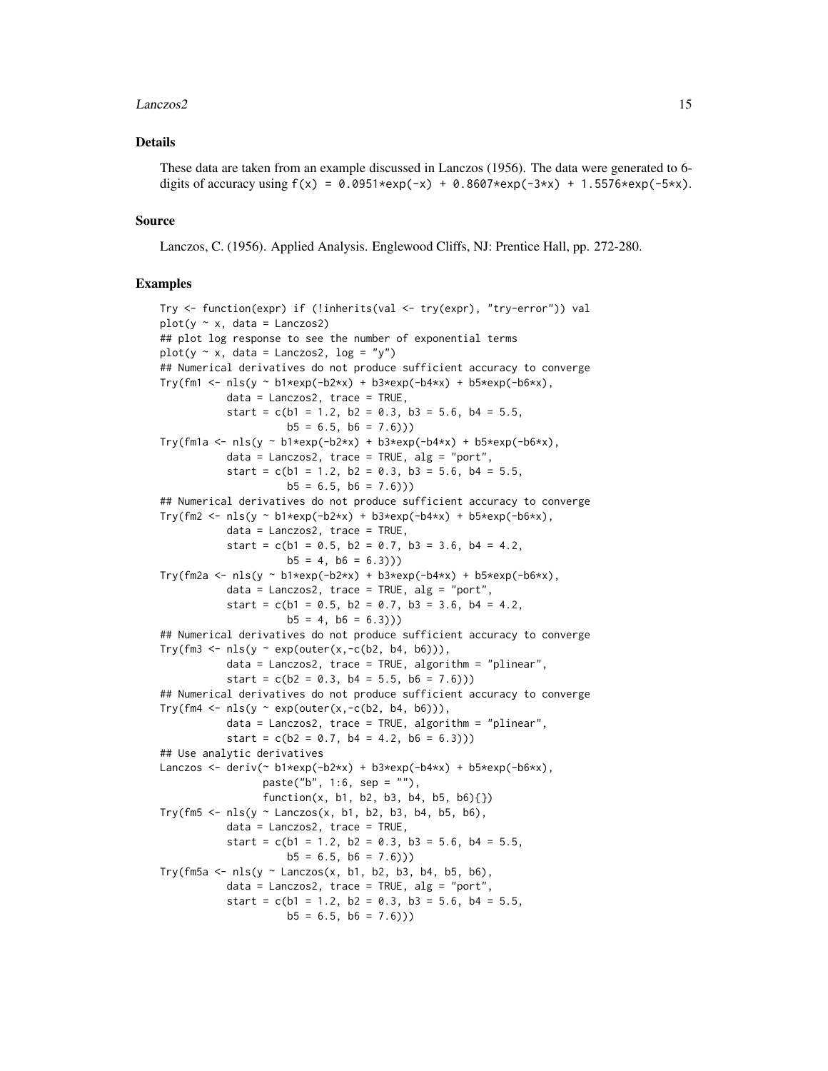### Details

These data are taken from an example discussed in Lanczos (1956). The data were generated to 6-digits of accuracy using `f(x) = 0.0951*exp(-x) + 0.8607*exp(-3*x) + 1.5576*exp(-5*x)`.

### Source

Lanczos, C. (1956). Applied Analysis. Englewood Cliffs, NJ: Prentice Hall, pp. 272-280.

### Examples

```
Try <- function(expr) if (!inherits(val <- try(expr), "try-error")) val
plot(y ~ x, data = Lanczos2)
## plot log response to see the number of exponential terms
plot(y ~ x, data = Lanczos2, log = "y")
## Numerical derivatives do not produce sufficient accuracy to converge
Try(fm1 <- nls(y ~ b1*exp(-b2*x) + b3*exp(-b4*x) + b5*exp(-b6*x),
           data = Lanczos2, trace = TRUE,
           start = c(b1 = 1.2, b2 = 0.3, b3 = 5.6, b4 = 5.5,
                     b5 = 6.5, b6 = 7.6)))
Try(fm1a <- nls(y ~ b1*exp(-b2*x) + b3*exp(-b4*x) + b5*exp(-b6*x),
           data = Lanczos2, trace = TRUE, alg = "port",
           start = c(b1 = 1.2, b2 = 0.3, b3 = 5.6, b4 = 5.5,
                     b5 = 6.5, b6 = 7.6)))
## Numerical derivatives do not produce sufficient accuracy to converge
Try(fm2 <- nls(y ~ b1*exp(-b2*x) + b3*exp(-b4*x) + b5*exp(-b6*x),
           data = Lanczos2, trace = TRUE,
           start = c(b1 = 0.5, b2 = 0.7, b3 = 3.6, b4 = 4.2,
                     b5 = 4, b6 = 6.3)))
Try(fm2a <- nls(y ~ b1*exp(-b2*x) + b3*exp(-b4*x) + b5*exp(-b6*x),
           data = Lanczos2, trace = TRUE, alg = "port",
           start = c(b1 = 0.5, b2 = 0.7, b3 = 3.6, b4 = 4.2,
                     b5 = 4, b6 = 6.3)))
## Numerical derivatives do not produce sufficient accuracy to converge
Try(fm3 <- nls(y ~ exp(outer(x,-c(b2, b4, b6))),
           data = Lanczos2, trace = TRUE, algorithm = "plinear",
           start = c(b2 = 0.3, b4 = 5.5, b6 = 7.6)))
## Numerical derivatives do not produce sufficient accuracy to converge
Try(fm4 <- nls(y ~ exp(outer(x,-c(b2, b4, b6))),
           data = Lanczos2, trace = TRUE, algorithm = "plinear",
           start = c(b2 = 0.7, b4 = 4.2, b6 = 6.3)))
## Use analytic derivatives
Lanczos <- deriv(~ b1*exp(-b2*x) + b3*exp(-b4*x) + b5*exp(-b6*x),
                 paste("b", 1:6, sep = ""),
                 function(x, b1, b2, b3, b4, b5, b6){})
Try(fm5 <- nls(y ~ Lanczos(x, b1, b2, b3, b4, b5, b6),
           data = Lanczos2, trace = TRUE,
           start = c(b1 = 1.2, b2 = 0.3, b3 = 5.6, b4 = 5.5,
                     b5 = 6.5, b6 = 7.6)))
Try(fm5a <- nls(y ~ Lanczos(x, b1, b2, b3, b4, b5, b6),
           data = Lanczos2, trace = TRUE, alg = "port",
           start = c(b1 = 1.2, b2 = 0.3, b3 = 5.6, b4 = 5.5,
                     b5 = 6.5, b6 = 7.6)))
```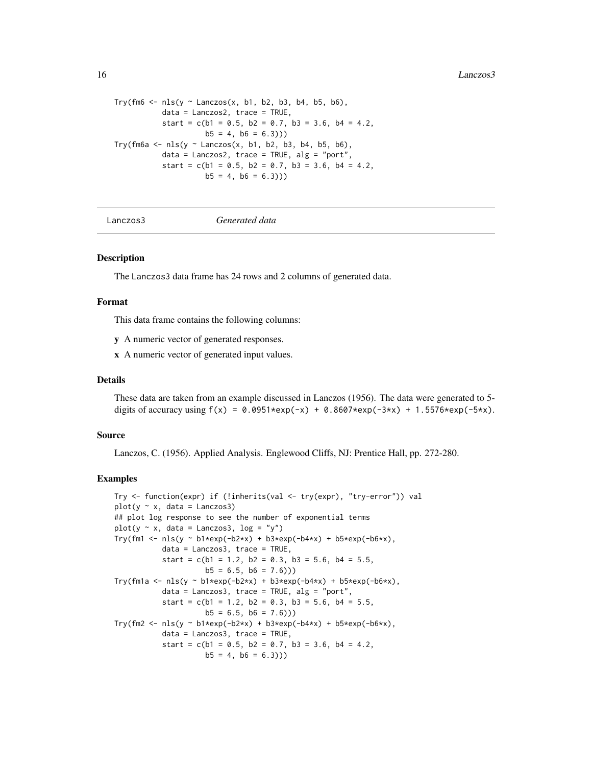```
Try(fm6 <- nls(y ~ Lanczos(x, b1, b2, b3, b4, b5, b6),
           data = Lanczos2, trace = TRUE,
           start = c(b1 = 0.5, b2 = 0.7, b3 = 3.6, b4 = 4.2,
                     b5 = 4, b6 = 6.3)))
Try(fm6a <- nls(y ~ Lanczos(x, b1, b2, b3, b4, b5, b6),
           data = Lanczos2, trace = TRUE, alg = "port",
           start = c(b1 = 0.5, b2 = 0.7, b3 = 3.6, b4 = 4.2,
                     b5 = 4, b6 = 6.3)))
```

## Lanczos3 *Generated data*

### Description

The Lanczos3 data frame has 24 rows and 2 columns of generated data.

### Format

This data frame contains the following columns:

**y** A numeric vector of generated responses.

**x** A numeric vector of generated input values.

### Details

These data are taken from an example discussed in Lanczos (1956). The data were generated to 5-digits of accuracy using `f(x) = 0.0951*exp(-x) + 0.8607*exp(-3*x) + 1.5576*exp(-5*x)`.

### Source

Lanczos, C. (1956). Applied Analysis. Englewood Cliffs, NJ: Prentice Hall, pp. 272-280.

### Examples

```
Try <- function(expr) if (!inherits(val <- try(expr), "try-error")) val
plot(y ~ x, data = Lanczos3)
## plot log response to see the number of exponential terms
plot(y ~ x, data = Lanczos3, log = "y")
Try(fm1 <- nls(y ~ b1*exp(-b2*x) + b3*exp(-b4*x) + b5*exp(-b6*x),
           data = Lanczos3, trace = TRUE,
           start = c(b1 = 1.2, b2 = 0.3, b3 = 5.6, b4 = 5.5,
                     b5 = 6.5, b6 = 7.6)))
Try(fm1a <- nls(y ~ b1*exp(-b2*x) + b3*exp(-b4*x) + b5*exp(-b6*x),
           data = Lanczos3, trace = TRUE, alg = "port",
           start = c(b1 = 1.2, b2 = 0.3, b3 = 5.6, b4 = 5.5,
                     b5 = 6.5, b6 = 7.6)))
Try(fm2 <- nls(y ~ b1*exp(-b2*x) + b3*exp(-b4*x) + b5*exp(-b6*x),
           data = Lanczos3, trace = TRUE,
           start = c(b1 = 0.5, b2 = 0.7, b3 = 3.6, b4 = 4.2,
                     b5 = 4, b6 = 6.3)))
```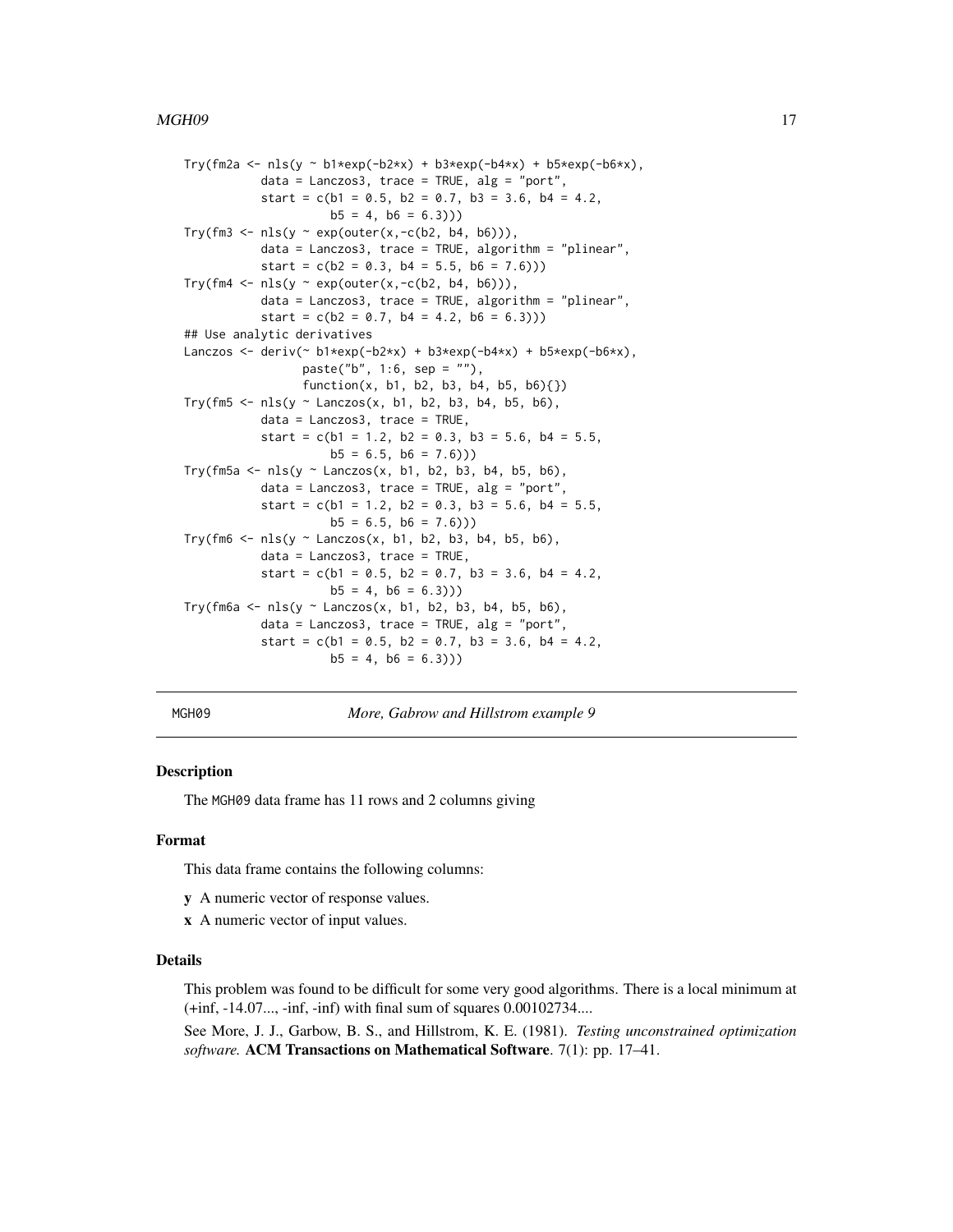```
Try(fm2a <- nls(y ~ b1*exp(-b2*x) + b3*exp(-b4*x) + b5*exp(-b6*x),
           data = Lanczos3, trace = TRUE, alg = "port",
           start = c(b1 = 0.5, b2 = 0.7, b3 = 3.6, b4 = 4.2,
                     b5 = 4, b6 = 6.3)))
Try(fm3 <- nls(y ~ exp(outer(x,-c(b2, b4, b6))),
           data = Lanczos3, trace = TRUE, algorithm = "plinear",
           start = c(b2 = 0.3, b4 = 5.5, b6 = 7.6)))
Try(fm4 <- nls(y ~ exp(outer(x,-c(b2, b4, b6))),
           data = Lanczos3, trace = TRUE, algorithm = "plinear",
           start = c(b2 = 0.7, b4 = 4.2, b6 = 6.3)))
## Use analytic derivatives
Lanczos <- deriv(~ b1*exp(-b2*x) + b3*exp(-b4*x) + b5*exp(-b6*x),
                 paste("b", 1:6, sep = ""),
                 function(x, b1, b2, b3, b4, b5, b6){})
Try(fm5 <- nls(y ~ Lanczos(x, b1, b2, b3, b4, b5, b6),
           data = Lanczos3, trace = TRUE,
           start = c(b1 = 1.2, b2 = 0.3, b3 = 5.6, b4 = 5.5,
                     b5 = 6.5, b6 = 7.6)))
Try(fm5a <- nls(y ~ Lanczos(x, b1, b2, b3, b4, b5, b6),
           data = Lanczos3, trace = TRUE, alg = "port",
           start = c(b1 = 1.2, b2 = 0.3, b3 = 5.6, b4 = 5.5,
                     b5 = 6.5, b6 = 7.6)))
Try(fm6 <- nls(y ~ Lanczos(x, b1, b2, b3, b4, b5, b6),
           data = Lanczos3, trace = TRUE,
           start = c(b1 = 0.5, b2 = 0.7, b3 = 3.6, b4 = 4.2,
                     b5 = 4, b6 = 6.3)))
Try(fm6a <- nls(y ~ Lanczos(x, b1, b2, b3, b4, b5, b6),
           data = Lanczos3, trace = TRUE, alg = "port",
           start = c(b1 = 0.5, b2 = 0.7, b3 = 3.6, b4 = 4.2,
                     b5 = 4, b6 = 6.3)))
```

## MGH09 — *More, Gabrow and Hillstrom example 9*

### Description

The MGH09 data frame has 11 rows and 2 columns giving

### Format

This data frame contains the following columns:

- **y** A numeric vector of response values.
- **x** A numeric vector of input values.

### Details

This problem was found to be difficult for some very good algorithms. There is a local minimum at (+inf, -14.07..., -inf, -inf) with final sum of squares 0.00102734....

See More, J. J., Garbow, B. S., and Hillstrom, K. E. (1981). *Testing unconstrained optimization software.* **ACM Transactions on Mathematical Software**. 7(1): pp. 17–41.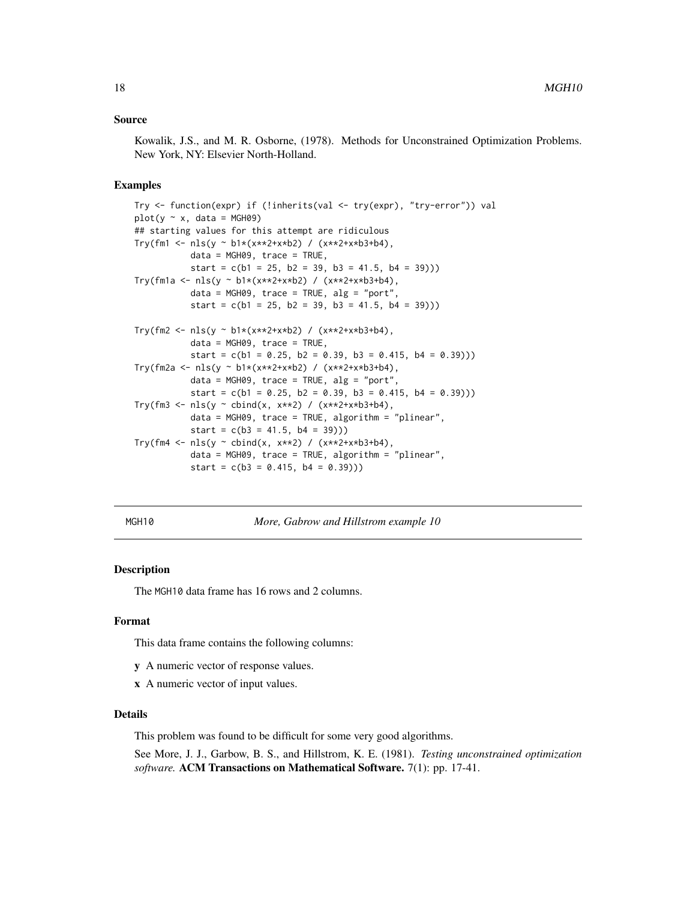### Source

Kowalik, J.S., and M. R. Osborne, (1978). Methods for Unconstrained Optimization Problems. New York, NY: Elsevier North-Holland.

### Examples

```
Try <- function(expr) if (!inherits(val <- try(expr), "try-error")) val
plot(y ~ x, data = MGH09)
## starting values for this attempt are ridiculous
Try(fm1 <- nls(y ~ b1*(x**2+x*b2) / (x**2+x*b3+b4),
           data = MGH09, trace = TRUE,
           start = c(b1 = 25, b2 = 39, b3 = 41.5, b4 = 39)))
Try(fm1a <- nls(y ~ b1*(x**2+x*b2) / (x**2+x*b3+b4),
           data = MGH09, trace = TRUE, alg = "port",
           start = c(b1 = 25, b2 = 39, b3 = 41.5, b4 = 39)))

Try(fm2 <- nls(y ~ b1*(x**2+x*b2) / (x**2+x*b3+b4),
           data = MGH09, trace = TRUE,
           start = c(b1 = 0.25, b2 = 0.39, b3 = 0.415, b4 = 0.39)))
Try(fm2a <- nls(y ~ b1*(x**2+x*b2) / (x**2+x*b3+b4),
           data = MGH09, trace = TRUE, alg = "port",
           start = c(b1 = 0.25, b2 = 0.39, b3 = 0.415, b4 = 0.39)))
Try(fm3 <- nls(y ~ cbind(x, x**2) / (x**2+x*b3+b4),
           data = MGH09, trace = TRUE, algorithm = "plinear",
           start = c(b3 = 41.5, b4 = 39)))
Try(fm4 <- nls(y ~ cbind(x, x**2) / (x**2+x*b3+b4),
           data = MGH09, trace = TRUE, algorithm = "plinear",
           start = c(b3 = 0.415, b4 = 0.39)))
```

---

## MGH10 — *More, Gabrow and Hillstrom example 10*

---

### Description

The MGH10 data frame has 16 rows and 2 columns.

### Format

This data frame contains the following columns:

- **y** A numeric vector of response values.
- **x** A numeric vector of input values.

### Details

This problem was found to be difficult for some very good algorithms.

See More, J. J., Garbow, B. S., and Hillstrom, K. E. (1981). *Testing unconstrained optimization software.* **ACM Transactions on Mathematical Software.** 7(1): pp. 17-41.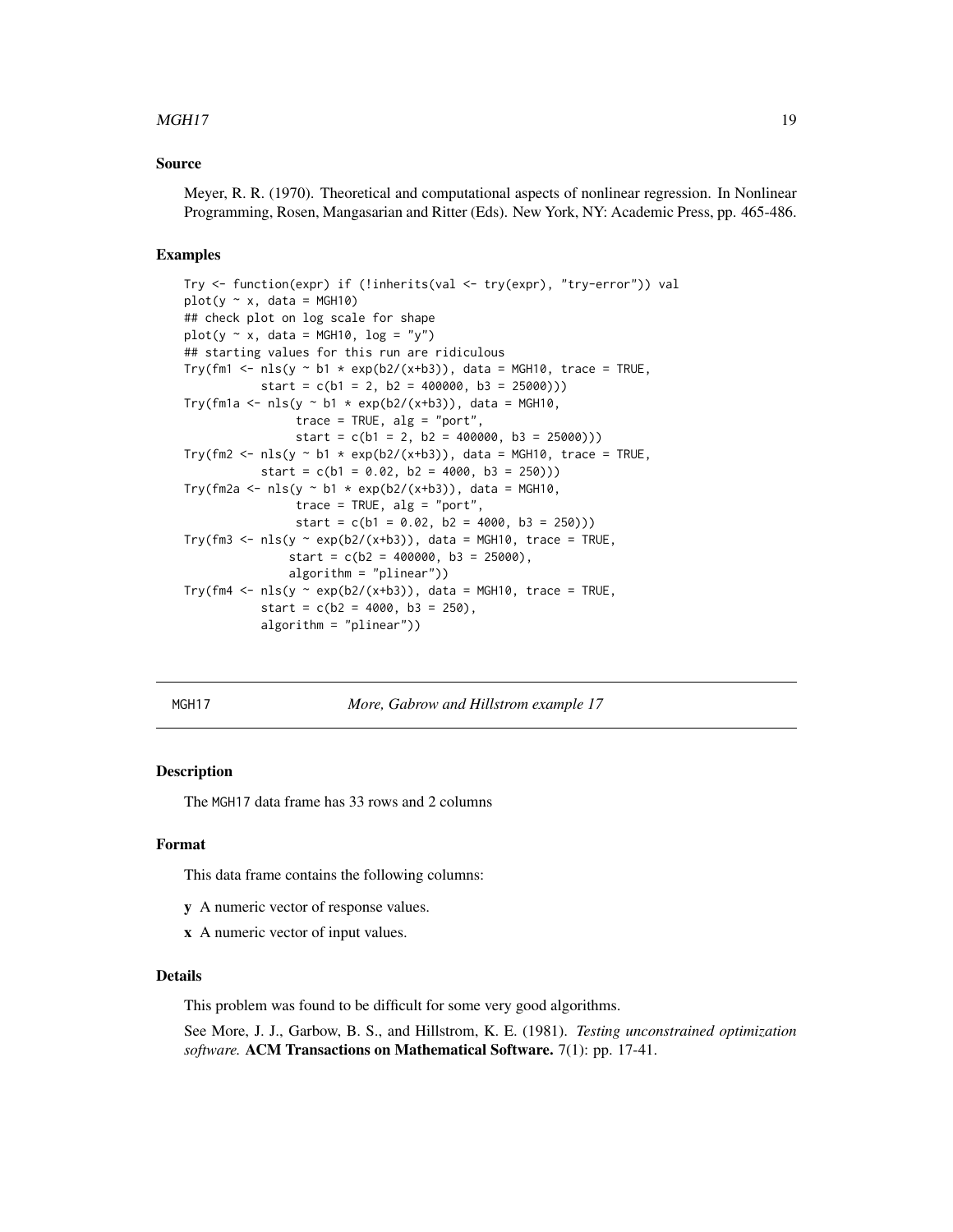### Source

Meyer, R. R. (1970). Theoretical and computational aspects of nonlinear regression. In Nonlinear Programming, Rosen, Mangasarian and Ritter (Eds). New York, NY: Academic Press, pp. 465-486.

### Examples

```
Try <- function(expr) if (!inherits(val <- try(expr), "try-error")) val
plot(y ~ x, data = MGH10)
## check plot on log scale for shape
plot(y ~ x, data = MGH10, log = "y")
## starting values for this run are ridiculous
Try(fm1 <- nls(y ~ b1 * exp(b2/(x+b3)), data = MGH10, trace = TRUE,
          start = c(b1 = 2, b2 = 400000, b3 = 25000)))
Try(fm1a <- nls(y ~ b1 * exp(b2/(x+b3)), data = MGH10,
               trace = TRUE, alg = "port",
               start = c(b1 = 2, b2 = 400000, b3 = 25000)))
Try(fm2 <- nls(y ~ b1 * exp(b2/(x+b3)), data = MGH10, trace = TRUE,
          start = c(b1 = 0.02, b2 = 4000, b3 = 250)))
Try(fm2a <- nls(y ~ b1 * exp(b2/(x+b3)), data = MGH10,
               trace = TRUE, alg = "port",
               start = c(b1 = 0.02, b2 = 4000, b3 = 250)))
Try(fm3 <- nls(y ~ exp(b2/(x+b3)), data = MGH10, trace = TRUE,
              start = c(b2 = 400000, b3 = 25000),
              algorithm = "plinear"))
Try(fm4 <- nls(y ~ exp(b2/(x+b3)), data = MGH10, trace = TRUE,
          start = c(b2 = 4000, b3 = 250),
          algorithm = "plinear"))
```

---

## MGH17 — *More, Gabrow and Hillstrom example 17*

### Description

The MGH17 data frame has 33 rows and 2 columns

### Format

This data frame contains the following columns:

- **y** A numeric vector of response values.
- **x** A numeric vector of input values.

### Details

This problem was found to be difficult for some very good algorithms.

See More, J. J., Garbow, B. S., and Hillstrom, K. E. (1981). *Testing unconstrained optimization software.* **ACM Transactions on Mathematical Software.** 7(1): pp. 17-41.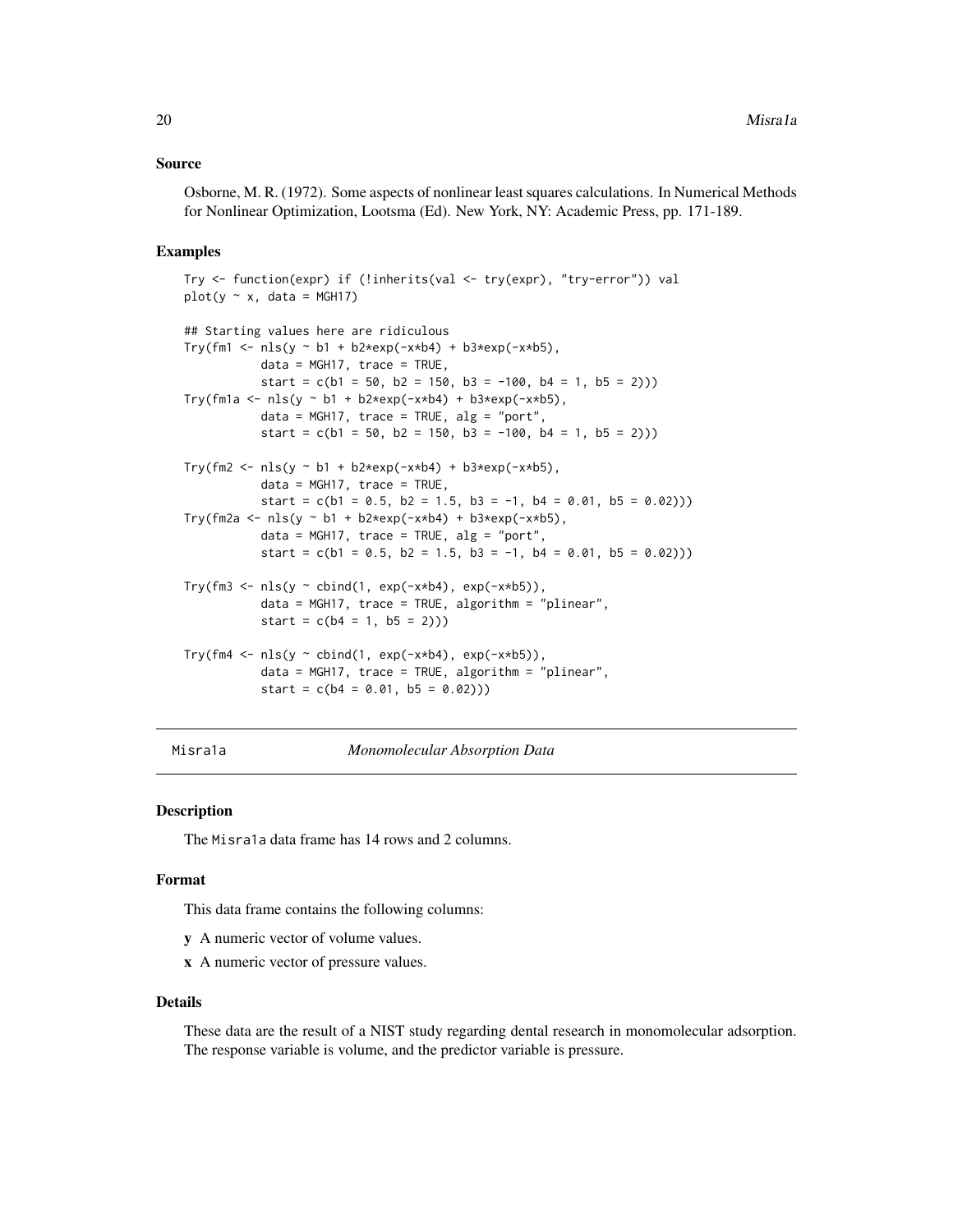### Source

Osborne, M. R. (1972). Some aspects of nonlinear least squares calculations. In Numerical Methods for Nonlinear Optimization, Lootsma (Ed). New York, NY: Academic Press, pp. 171-189.

### Examples

```
Try <- function(expr) if (!inherits(val <- try(expr), "try-error")) val
plot(y ~ x, data = MGH17)

## Starting values here are ridiculous
Try(fm1 <- nls(y ~ b1 + b2*exp(-x*b4) + b3*exp(-x*b5),
           data = MGH17, trace = TRUE,
           start = c(b1 = 50, b2 = 150, b3 = -100, b4 = 1, b5 = 2)))
Try(fm1a <- nls(y ~ b1 + b2*exp(-x*b4) + b3*exp(-x*b5),
           data = MGH17, trace = TRUE, alg = "port",
           start = c(b1 = 50, b2 = 150, b3 = -100, b4 = 1, b5 = 2)))

Try(fm2 <- nls(y ~ b1 + b2*exp(-x*b4) + b3*exp(-x*b5),
           data = MGH17, trace = TRUE,
           start = c(b1 = 0.5, b2 = 1.5, b3 = -1, b4 = 0.01, b5 = 0.02)))
Try(fm2a <- nls(y ~ b1 + b2*exp(-x*b4) + b3*exp(-x*b5),
           data = MGH17, trace = TRUE, alg = "port",
           start = c(b1 = 0.5, b2 = 1.5, b3 = -1, b4 = 0.01, b5 = 0.02)))

Try(fm3 <- nls(y ~ cbind(1, exp(-x*b4), exp(-x*b5)),
           data = MGH17, trace = TRUE, algorithm = "plinear",
           start = c(b4 = 1, b5 = 2)))

Try(fm4 <- nls(y ~ cbind(1, exp(-x*b4), exp(-x*b5)),
           data = MGH17, trace = TRUE, algorithm = "plinear",
           start = c(b4 = 0.01, b5 = 0.02)))
```

---

## Misra1a *Monomolecular Absorption Data*

### Description

The Misra1a data frame has 14 rows and 2 columns.

### Format

This data frame contains the following columns:

**y** A numeric vector of volume values.

**x** A numeric vector of pressure values.

### Details

These data are the result of a NIST study regarding dental research in monomolecular adsorption. The response variable is volume, and the predictor variable is pressure.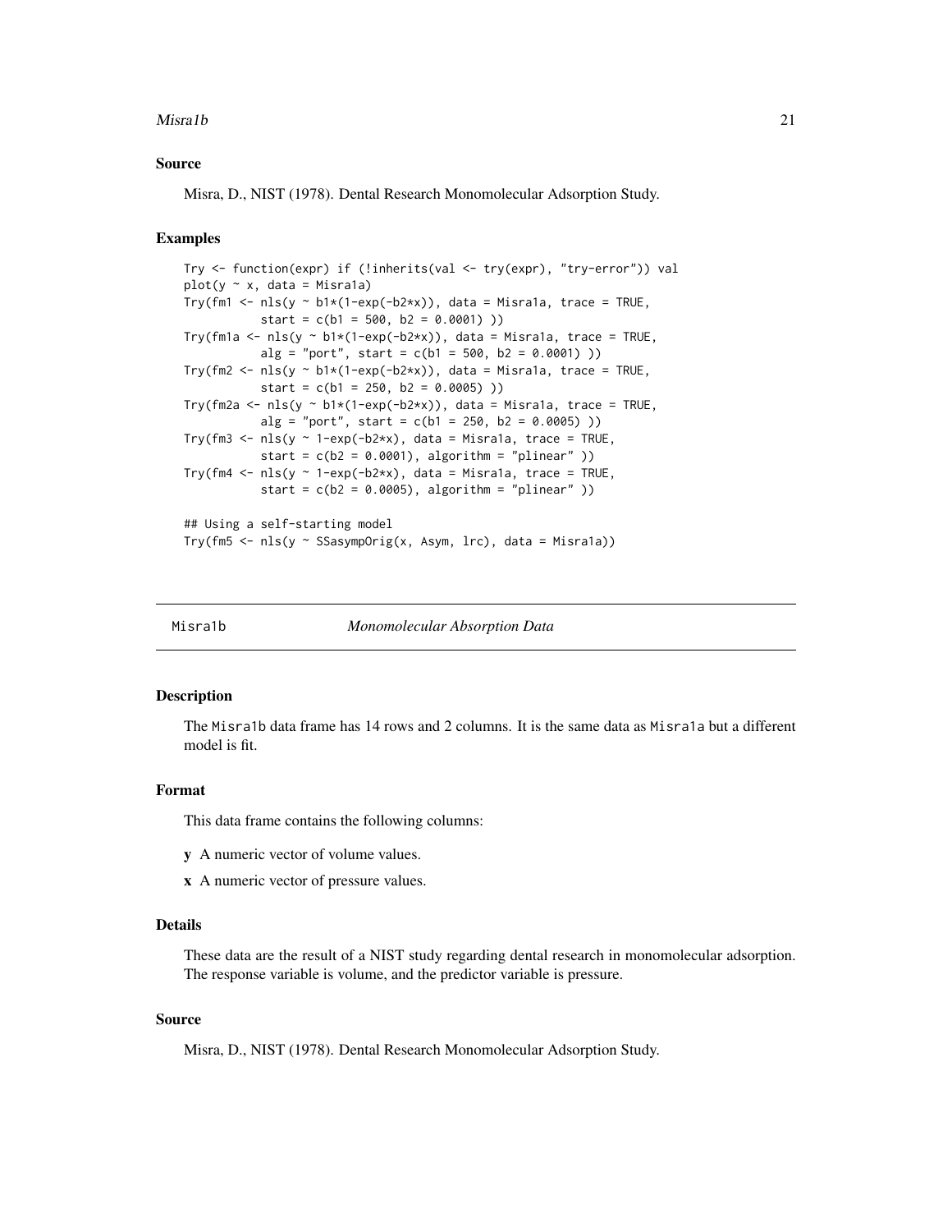### Source

Misra, D., NIST (1978). Dental Research Monomolecular Adsorption Study.

### Examples

```
Try <- function(expr) if (!inherits(val <- try(expr), "try-error")) val
plot(y ~ x, data = Misra1a)
Try(fm1 <- nls(y ~ b1*(1-exp(-b2*x)), data = Misra1a, trace = TRUE,
           start = c(b1 = 500, b2 = 0.0001) ))
Try(fm1a <- nls(y ~ b1*(1-exp(-b2*x)), data = Misra1a, trace = TRUE,
           alg = "port", start = c(b1 = 500, b2 = 0.0001) ))
Try(fm2 <- nls(y ~ b1*(1-exp(-b2*x)), data = Misra1a, trace = TRUE,
           start = c(b1 = 250, b2 = 0.0005) ))
Try(fm2a <- nls(y ~ b1*(1-exp(-b2*x)), data = Misra1a, trace = TRUE,
           alg = "port", start = c(b1 = 250, b2 = 0.0005) ))
Try(fm3 <- nls(y ~ 1-exp(-b2*x), data = Misra1a, trace = TRUE,
           start = c(b2 = 0.0001), algorithm = "plinear" ))
Try(fm4 <- nls(y ~ 1-exp(-b2*x), data = Misra1a, trace = TRUE,
           start = c(b2 = 0.0005), algorithm = "plinear" ))

## Using a self-starting model
Try(fm5 <- nls(y ~ SSasympOrig(x, Asym, lrc), data = Misra1a))
```

---

## Misra1b — *Monomolecular Absorption Data*

### Description

The Misra1b data frame has 14 rows and 2 columns. It is the same data as Misra1a but a different model is fit.

### Format

This data frame contains the following columns:

- **y** A numeric vector of volume values.
- **x** A numeric vector of pressure values.

### Details

These data are the result of a NIST study regarding dental research in monomolecular adsorption. The response variable is volume, and the predictor variable is pressure.

### Source

Misra, D., NIST (1978). Dental Research Monomolecular Adsorption Study.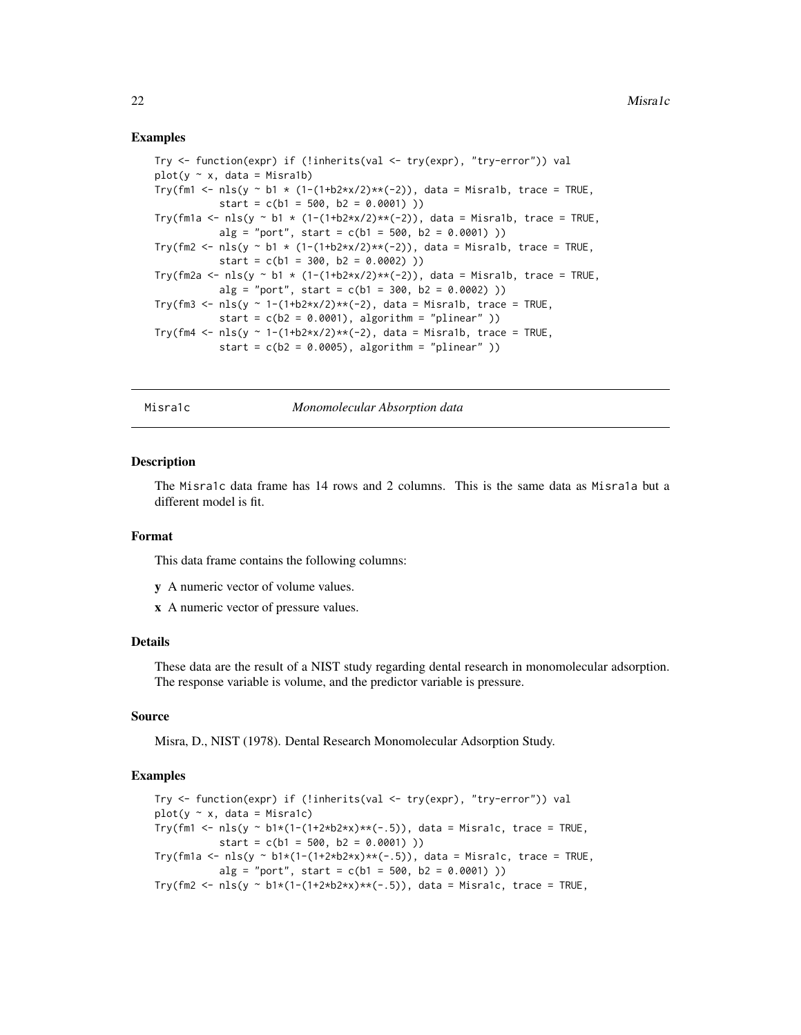### Examples

```
Try <- function(expr) if (!inherits(val <- try(expr), "try-error")) val
plot(y ~ x, data = Misra1b)
Try(fm1 <- nls(y ~ b1 * (1-(1+b2*x/2)**(-2)), data = Misra1b, trace = TRUE,
           start = c(b1 = 500, b2 = 0.0001) ))
Try(fm1a <- nls(y ~ b1 * (1-(1+b2*x/2)**(-2)), data = Misra1b, trace = TRUE,
           alg = "port", start = c(b1 = 500, b2 = 0.0001) ))
Try(fm2 <- nls(y ~ b1 * (1-(1+b2*x/2)**(-2)), data = Misra1b, trace = TRUE,
           start = c(b1 = 300, b2 = 0.0002) ))
Try(fm2a <- nls(y ~ b1 * (1-(1+b2*x/2)**(-2)), data = Misra1b, trace = TRUE,
           alg = "port", start = c(b1 = 300, b2 = 0.0002) ))
Try(fm3 <- nls(y ~ 1-(1+b2*x/2)**(-2), data = Misra1b, trace = TRUE,
           start = c(b2 = 0.0001), algorithm = "plinear" ))
Try(fm4 <- nls(y ~ 1-(1+b2*x/2)**(-2), data = Misra1b, trace = TRUE,
           start = c(b2 = 0.0005), algorithm = "plinear" ))
```

## Misra1c *Monomolecular Absorption data*

### Description

The Misra1c data frame has 14 rows and 2 columns. This is the same data as Misra1a but a different model is fit.

### Format

This data frame contains the following columns:

**y** A numeric vector of volume values.

**x** A numeric vector of pressure values.

### Details

These data are the result of a NIST study regarding dental research in monomolecular adsorption. The response variable is volume, and the predictor variable is pressure.

### Source

Misra, D., NIST (1978). Dental Research Monomolecular Adsorption Study.

### Examples

```
Try <- function(expr) if (!inherits(val <- try(expr), "try-error")) val
plot(y ~ x, data = Misra1c)
Try(fm1 <- nls(y ~ b1*(1-(1+2*b2*x)**(-.5)), data = Misra1c, trace = TRUE,
           start = c(b1 = 500, b2 = 0.0001) ))
Try(fm1a <- nls(y ~ b1*(1-(1+2*b2*x)**(-.5)), data = Misra1c, trace = TRUE,
           alg = "port", start = c(b1 = 500, b2 = 0.0001) ))
Try(fm2 <- nls(y ~ b1*(1-(1+2*b2*x)**(-.5)), data = Misra1c, trace = TRUE,
```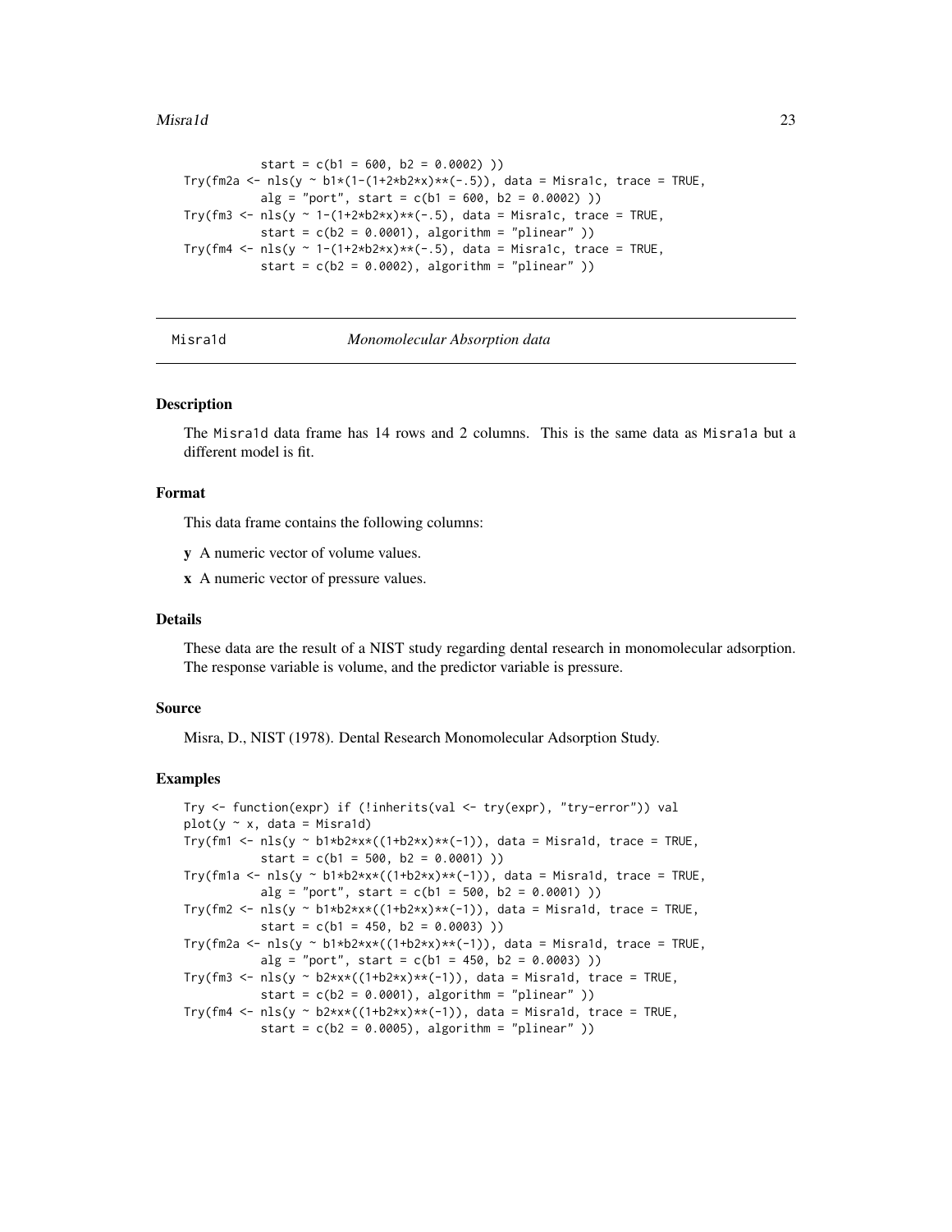```
          start = c(b1 = 600, b2 = 0.0002) ))
Try(fm2a <- nls(y ~ b1*(1-(1+2*b2*x)**(-.5)), data = Misra1c, trace = TRUE,
          alg = "port", start = c(b1 = 600, b2 = 0.0002) ))
Try(fm3 <- nls(y ~ 1-(1+2*b2*x)**(-.5), data = Misra1c, trace = TRUE,
          start = c(b2 = 0.0001), algorithm = "plinear" ))
Try(fm4 <- nls(y ~ 1-(1+2*b2*x)**(-.5), data = Misra1c, trace = TRUE,
          start = c(b2 = 0.0002), algorithm = "plinear" ))
```

## Misra1d — *Monomolecular Absorption data*

### Description

The Misra1d data frame has 14 rows and 2 columns. This is the same data as Misra1a but a different model is fit.

### Format

This data frame contains the following columns:

**y** A numeric vector of volume values.

**x** A numeric vector of pressure values.

### Details

These data are the result of a NIST study regarding dental research in monomolecular adsorption. The response variable is volume, and the predictor variable is pressure.

### Source

Misra, D., NIST (1978). Dental Research Monomolecular Adsorption Study.

### Examples

```
Try <- function(expr) if (!inherits(val <- try(expr), "try-error")) val
plot(y ~ x, data = Misra1d)
Try(fm1 <- nls(y ~ b1*b2*x*((1+b2*x)**(-1)), data = Misra1d, trace = TRUE,
          start = c(b1 = 500, b2 = 0.0001) ))
Try(fm1a <- nls(y ~ b1*b2*x*((1+b2*x)**(-1)), data = Misra1d, trace = TRUE,
          alg = "port", start = c(b1 = 500, b2 = 0.0001) ))
Try(fm2 <- nls(y ~ b1*b2*x*((1+b2*x)**(-1)), data = Misra1d, trace = TRUE,
          start = c(b1 = 450, b2 = 0.0003) ))
Try(fm2a <- nls(y ~ b1*b2*x*((1+b2*x)**(-1)), data = Misra1d, trace = TRUE,
          alg = "port", start = c(b1 = 450, b2 = 0.0003) ))
Try(fm3 <- nls(y ~ b2*x*((1+b2*x)**(-1)), data = Misra1d, trace = TRUE,
          start = c(b2 = 0.0001), algorithm = "plinear" ))
Try(fm4 <- nls(y ~ b2*x*((1+b2*x)**(-1)), data = Misra1d, trace = TRUE,
          start = c(b2 = 0.0005), algorithm = "plinear" ))
```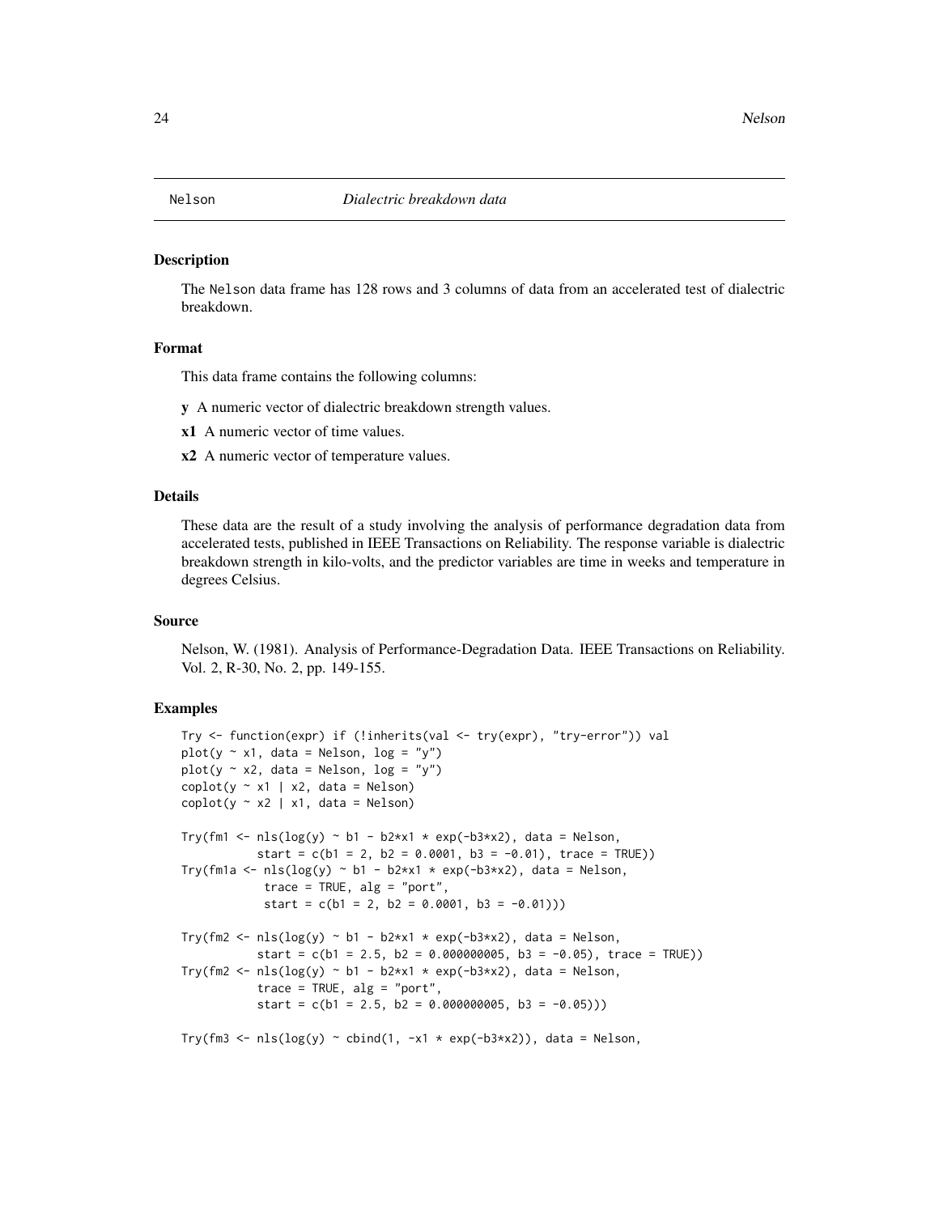## Nelson — *Dialectric breakdown data*

### Description

The Nelson data frame has 128 rows and 3 columns of data from an accelerated test of dialectric breakdown.

### Format

This data frame contains the following columns:

**y** A numeric vector of dialectric breakdown strength values.

**x1** A numeric vector of time values.

**x2** A numeric vector of temperature values.

### Details

These data are the result of a study involving the analysis of performance degradation data from accelerated tests, published in IEEE Transactions on Reliability. The response variable is dialectric breakdown strength in kilo-volts, and the predictor variables are time in weeks and temperature in degrees Celsius.

### Source

Nelson, W. (1981). Analysis of Performance-Degradation Data. IEEE Transactions on Reliability. Vol. 2, R-30, No. 2, pp. 149-155.

### Examples

```
Try <- function(expr) if (!inherits(val <- try(expr), "try-error")) val
plot(y ~ x1, data = Nelson, log = "y")
plot(y ~ x2, data = Nelson, log = "y")
coplot(y ~ x1 | x2, data = Nelson)
coplot(y ~ x2 | x1, data = Nelson)

Try(fm1 <- nls(log(y) ~ b1 - b2*x1 * exp(-b3*x2), data = Nelson,
           start = c(b1 = 2, b2 = 0.0001, b3 = -0.01), trace = TRUE))
Try(fm1a <- nls(log(y) ~ b1 - b2*x1 * exp(-b3*x2), data = Nelson,
            trace = TRUE, alg = "port",
            start = c(b1 = 2, b2 = 0.0001, b3 = -0.01)))

Try(fm2 <- nls(log(y) ~ b1 - b2*x1 * exp(-b3*x2), data = Nelson,
           start = c(b1 = 2.5, b2 = 0.000000005, b3 = -0.05), trace = TRUE))
Try(fm2 <- nls(log(y) ~ b1 - b2*x1 * exp(-b3*x2), data = Nelson,
           trace = TRUE, alg = "port",
           start = c(b1 = 2.5, b2 = 0.000000005, b3 = -0.05)))

Try(fm3 <- nls(log(y) ~ cbind(1, -x1 * exp(-b3*x2)), data = Nelson,
```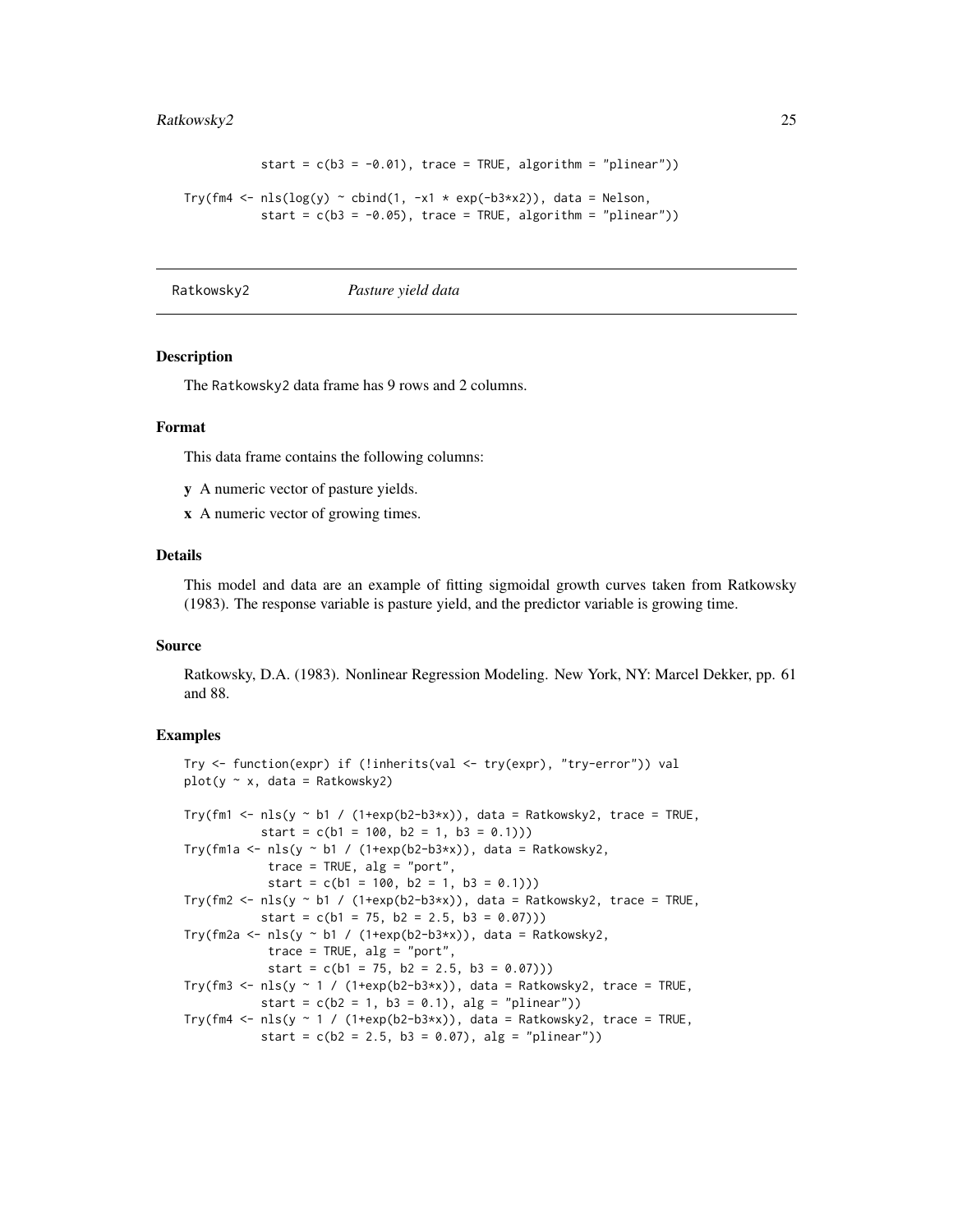```
          start = c(b3 = -0.01), trace = TRUE, algorithm = "plinear"))

Try(fm4 <- nls(log(y) ~ cbind(1, -x1 * exp(-b3*x2)), data = Nelson,
          start = c(b3 = -0.05), trace = TRUE, algorithm = "plinear"))
```

## Ratkowsky2 — *Pasture yield data*

### Description

The Ratkowsky2 data frame has 9 rows and 2 columns.

### Format

This data frame contains the following columns:

- **y** A numeric vector of pasture yields.
- **x** A numeric vector of growing times.

### Details

This model and data are an example of fitting sigmoidal growth curves taken from Ratkowsky (1983). The response variable is pasture yield, and the predictor variable is growing time.

### Source

Ratkowsky, D.A. (1983). Nonlinear Regression Modeling. New York, NY: Marcel Dekker, pp. 61 and 88.

### Examples

```
Try <- function(expr) if (!inherits(val <- try(expr), "try-error")) val
plot(y ~ x, data = Ratkowsky2)

Try(fm1 <- nls(y ~ b1 / (1+exp(b2-b3*x)), data = Ratkowsky2, trace = TRUE,
          start = c(b1 = 100, b2 = 1, b3 = 0.1)))
Try(fm1a <- nls(y ~ b1 / (1+exp(b2-b3*x)), data = Ratkowsky2,
           trace = TRUE, alg = "port",
           start = c(b1 = 100, b2 = 1, b3 = 0.1)))
Try(fm2 <- nls(y ~ b1 / (1+exp(b2-b3*x)), data = Ratkowsky2, trace = TRUE,
          start = c(b1 = 75, b2 = 2.5, b3 = 0.07)))
Try(fm2a <- nls(y ~ b1 / (1+exp(b2-b3*x)), data = Ratkowsky2,
           trace = TRUE, alg = "port",
           start = c(b1 = 75, b2 = 2.5, b3 = 0.07)))
Try(fm3 <- nls(y ~ 1 / (1+exp(b2-b3*x)), data = Ratkowsky2, trace = TRUE,
          start = c(b2 = 1, b3 = 0.1), alg = "plinear"))
Try(fm4 <- nls(y ~ 1 / (1+exp(b2-b3*x)), data = Ratkowsky2, trace = TRUE,
          start = c(b2 = 2.5, b3 = 0.07), alg = "plinear"))
```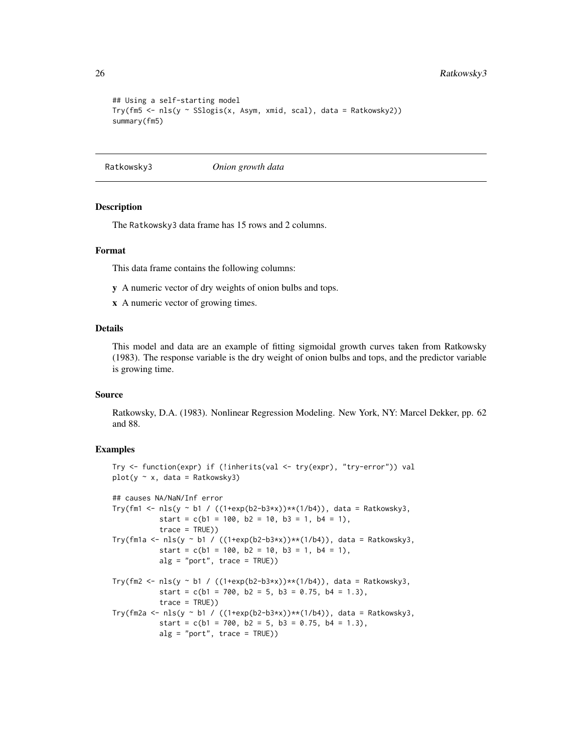```
## Using a self-starting model
Try(fm5 <- nls(y ~ SSlogis(x, Asym, xmid, scal), data = Ratkowsky2))
summary(fm5)
```

---

## Ratkowsky3 — *Onion growth data*

---

### Description

The Ratkowsky3 data frame has 15 rows and 2 columns.

### Format

This data frame contains the following columns:

**y** A numeric vector of dry weights of onion bulbs and tops.

**x** A numeric vector of growing times.

### Details

This model and data are an example of fitting sigmoidal growth curves taken from Ratkowsky (1983). The response variable is the dry weight of onion bulbs and tops, and the predictor variable is growing time.

### Source

Ratkowsky, D.A. (1983). Nonlinear Regression Modeling. New York, NY: Marcel Dekker, pp. 62 and 88.

### Examples

```
Try <- function(expr) if (!inherits(val <- try(expr), "try-error")) val
plot(y ~ x, data = Ratkowsky3)

## causes NA/NaN/Inf error
Try(fm1 <- nls(y ~ b1 / ((1+exp(b2-b3*x))**(1/b4)), data = Ratkowsky3,
           start = c(b1 = 100, b2 = 10, b3 = 1, b4 = 1),
           trace = TRUE))
Try(fm1a <- nls(y ~ b1 / ((1+exp(b2-b3*x))**(1/b4)), data = Ratkowsky3,
           start = c(b1 = 100, b2 = 10, b3 = 1, b4 = 1),
           alg = "port", trace = TRUE))

Try(fm2 <- nls(y ~ b1 / ((1+exp(b2-b3*x))**(1/b4)), data = Ratkowsky3,
           start = c(b1 = 700, b2 = 5, b3 = 0.75, b4 = 1.3),
           trace = TRUE))
Try(fm2a <- nls(y ~ b1 / ((1+exp(b2-b3*x))**(1/b4)), data = Ratkowsky3,
           start = c(b1 = 700, b2 = 5, b3 = 0.75, b4 = 1.3),
           alg = "port", trace = TRUE))
```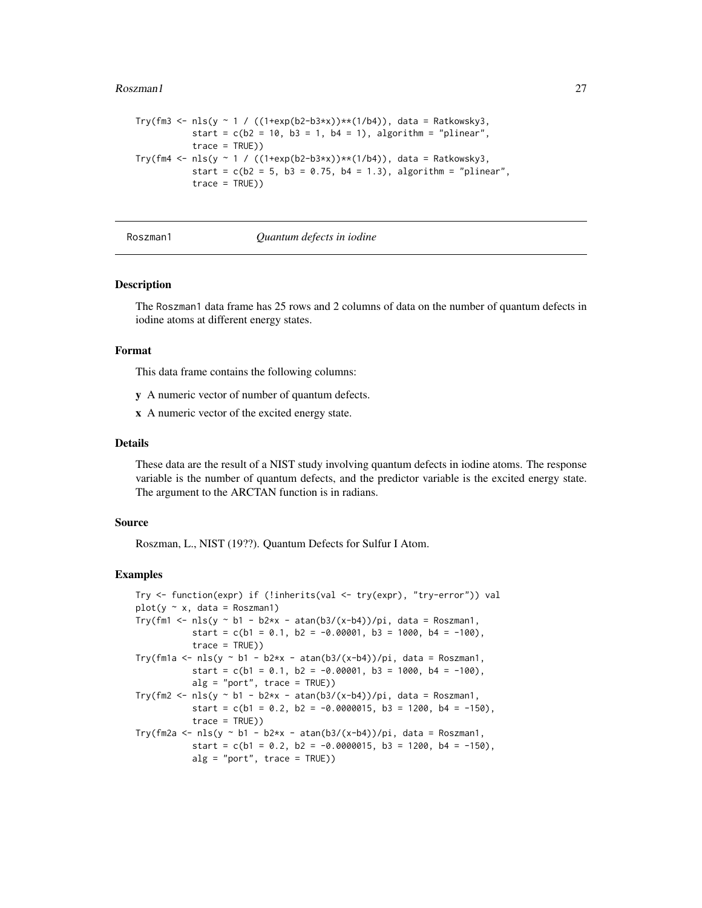```
Try(fm3 <- nls(y ~ 1 / ((1+exp(b2-b3*x))**(1/b4)), data = Ratkowsky3,
          start = c(b2 = 10, b3 = 1, b4 = 1), algorithm = "plinear",
          trace = TRUE))
Try(fm4 <- nls(y ~ 1 / ((1+exp(b2-b3*x))**(1/b4)), data = Ratkowsky3,
          start = c(b2 = 5, b3 = 0.75, b4 = 1.3), algorithm = "plinear",
          trace = TRUE))
```

## Roszman1 — *Quantum defects in iodine*

### Description

The Roszman1 data frame has 25 rows and 2 columns of data on the number of quantum defects in iodine atoms at different energy states.

### Format

This data frame contains the following columns:

- **y** A numeric vector of number of quantum defects.
- **x** A numeric vector of the excited energy state.

### Details

These data are the result of a NIST study involving quantum defects in iodine atoms. The response variable is the number of quantum defects, and the predictor variable is the excited energy state. The argument to the ARCTAN function is in radians.

### Source

Roszman, L., NIST (19??). Quantum Defects for Sulfur I Atom.

### Examples

```
Try <- function(expr) if (!inherits(val <- try(expr), "try-error")) val
plot(y ~ x, data = Roszman1)
Try(fm1 <- nls(y ~ b1 - b2*x - atan(b3/(x-b4))/pi, data = Roszman1,
          start = c(b1 = 0.1, b2 = -0.00001, b3 = 1000, b4 = -100),
          trace = TRUE))
Try(fm1a <- nls(y ~ b1 - b2*x - atan(b3/(x-b4))/pi, data = Roszman1,
          start = c(b1 = 0.1, b2 = -0.00001, b3 = 1000, b4 = -100),
          alg = "port", trace = TRUE))
Try(fm2 <- nls(y ~ b1 - b2*x - atan(b3/(x-b4))/pi, data = Roszman1,
          start = c(b1 = 0.2, b2 = -0.0000015, b3 = 1200, b4 = -150),
          trace = TRUE))
Try(fm2a <- nls(y ~ b1 - b2*x - atan(b3/(x-b4))/pi, data = Roszman1,
          start = c(b1 = 0.2, b2 = -0.0000015, b3 = 1200, b4 = -150),
          alg = "port", trace = TRUE))
```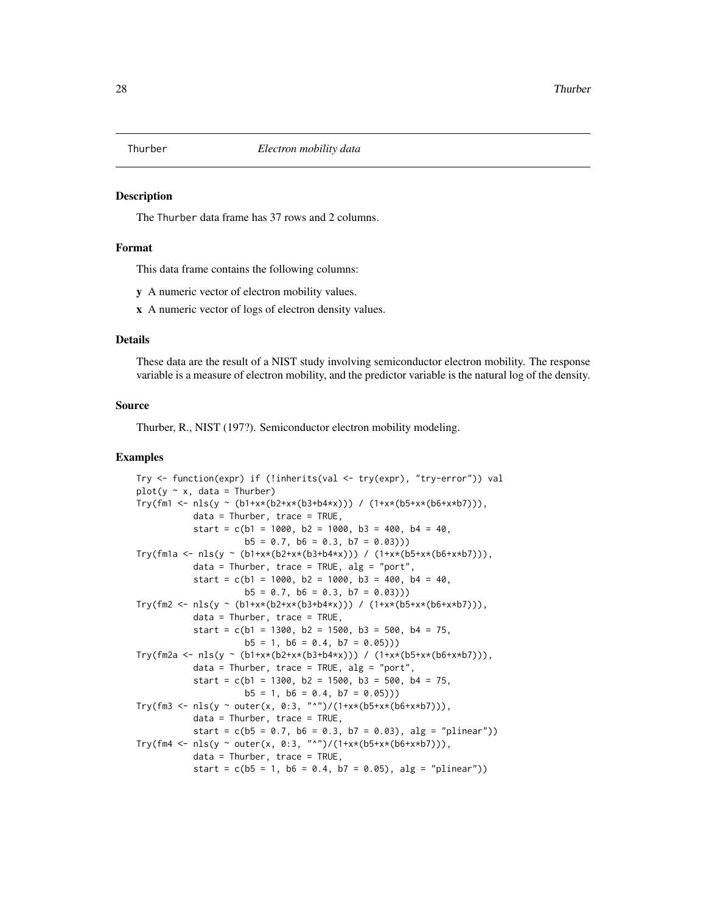# Thurber *Electron mobility data*

## Description

The `Thurber` data frame has 37 rows and 2 columns.

## Format

This data frame contains the following columns:

**y** A numeric vector of electron mobility values.

**x** A numeric vector of logs of electron density values.

## Details

These data are the result of a NIST study involving semiconductor electron mobility. The response variable is a measure of electron mobility, and the predictor variable is the natural log of the density.

## Source

Thurber, R., NIST (197?). Semiconductor electron mobility modeling.

## Examples

```
Try <- function(expr) if (!inherits(val <- try(expr), "try-error")) val
plot(y ~ x, data = Thurber)
Try(fm1 <- nls(y ~ (b1+x*(b2+x*(b3+b4*x))) / (1+x*(b5+x*(b6+x*b7))),
           data = Thurber, trace = TRUE,
           start = c(b1 = 1000, b2 = 1000, b3 = 400, b4 = 40,
                     b5 = 0.7, b6 = 0.3, b7 = 0.03)))
Try(fm1a <- nls(y ~ (b1+x*(b2+x*(b3+b4*x))) / (1+x*(b5+x*(b6+x*b7))),
           data = Thurber, trace = TRUE, alg = "port",
           start = c(b1 = 1000, b2 = 1000, b3 = 400, b4 = 40,
                     b5 = 0.7, b6 = 0.3, b7 = 0.03)))
Try(fm2 <- nls(y ~ (b1+x*(b2+x*(b3+b4*x))) / (1+x*(b5+x*(b6+x*b7))),
           data = Thurber, trace = TRUE,
           start = c(b1 = 1300, b2 = 1500, b3 = 500, b4 = 75,
                     b5 = 1, b6 = 0.4, b7 = 0.05)))
Try(fm2a <- nls(y ~ (b1+x*(b2+x*(b3+b4*x))) / (1+x*(b5+x*(b6+x*b7))),
           data = Thurber, trace = TRUE, alg = "port",
           start = c(b1 = 1300, b2 = 1500, b3 = 500, b4 = 75,
                     b5 = 1, b6 = 0.4, b7 = 0.05)))
Try(fm3 <- nls(y ~ outer(x, 0:3, "^")/(1+x*(b5+x*(b6+x*b7))),
           data = Thurber, trace = TRUE,
           start = c(b5 = 0.7, b6 = 0.3, b7 = 0.03), alg = "plinear"))
Try(fm4 <- nls(y ~ outer(x, 0:3, "^")/(1+x*(b5+x*(b6+x*b7))),
           data = Thurber, trace = TRUE,
           start = c(b5 = 1, b6 = 0.4, b7 = 0.05), alg = "plinear"))
```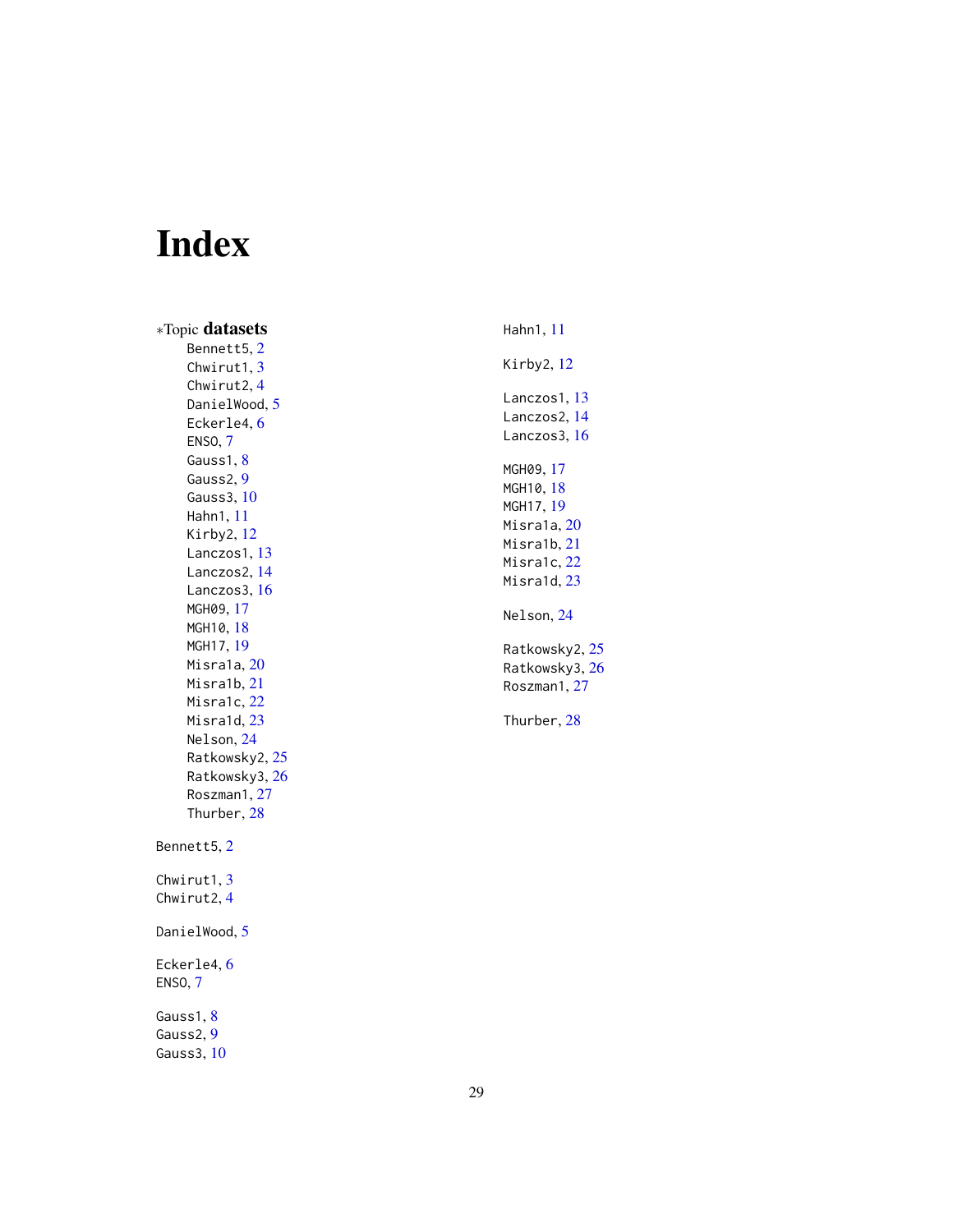# Index

*Topic **datasets**

- Bennett5, 2
- Chwirut1, 3
- Chwirut2, 4
- DanielWood, 5
- Eckerle4, 6
- ENSO, 7
- Gauss1, 8
- Gauss2, 9
- Gauss3, 10
- Hahn1, 11
- Kirby2, 12
- Lanczos1, 13
- Lanczos2, 14
- Lanczos3, 16
- MGH09, 17
- MGH10, 18
- MGH17, 19
- Misra1a, 20
- Misra1b, 21
- Misra1c, 22
- Misra1d, 23
- Nelson, 24
- Ratkowsky2, 25
- Ratkowsky3, 26
- Roszman1, 27
- Thurber, 28

Bennett5, 2

Chwirut1, 3
Chwirut2, 4

DanielWood, 5

Eckerle4, 6
ENSO, 7

Gauss1, 8
Gauss2, 9
Gauss3, 10

Hahn1, 11

Kirby2, 12

Lanczos1, 13
Lanczos2, 14
Lanczos3, 16

MGH09, 17
MGH10, 18
MGH17, 19
Misra1a, 20
Misra1b, 21
Misra1c, 22
Misra1d, 23

Nelson, 24

Ratkowsky2, 25
Ratkowsky3, 26
Roszman1, 27

Thurber, 28